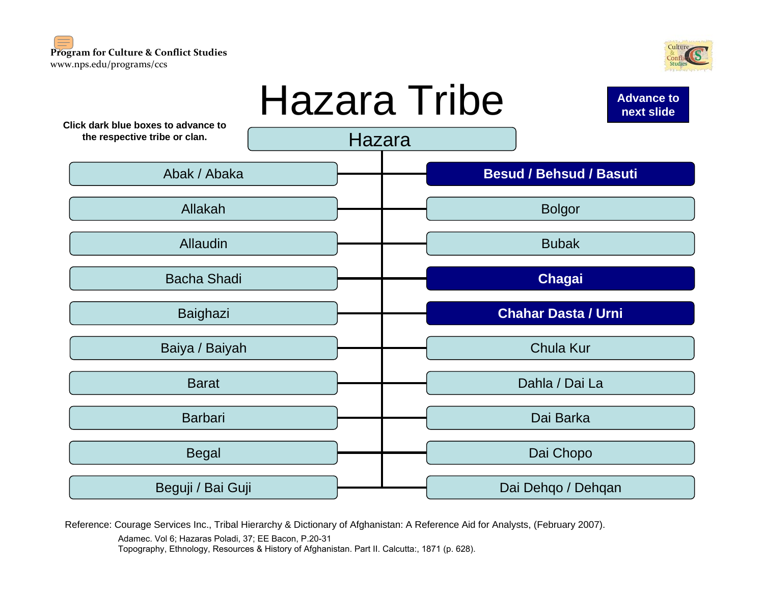Program for Culture & Conflict Studies
www.nps.edu/programs/ccs

# Hazara Tribe

**Advance to next slide**

**Click dark blue boxes to advance to the respective tribe or clan.**

## Hazara

- Abak / Abaka
- Allakah
- Allaudin
- Bacha Shadi
- Baighazi
- Baiya / Baiyah
- Barat
- Barbari
- Begal
- Beguji / Bai Guji
- **Besud / Behsud / Basuti**
- Bolgor
- Bubak
- **Chagai**
- **Chahar Dasta / Urni**
- Chula Kur
- Dahla / Dai La
- Dai Barka
- Dai Chopo
- Dai Dehqo / Dehqan

Reference: Courage Services Inc., Tribal Hierarchy & Dictionary of Afghanistan: A Reference Aid for Analysts, (February 2007).

Adamec. Vol 6; Hazaras Poladi, 37; EE Bacon, P.20-31

Topography, Ethnology, Resources & History of Afghanistan. Part II. Calcutta:, 1871 (p. 628).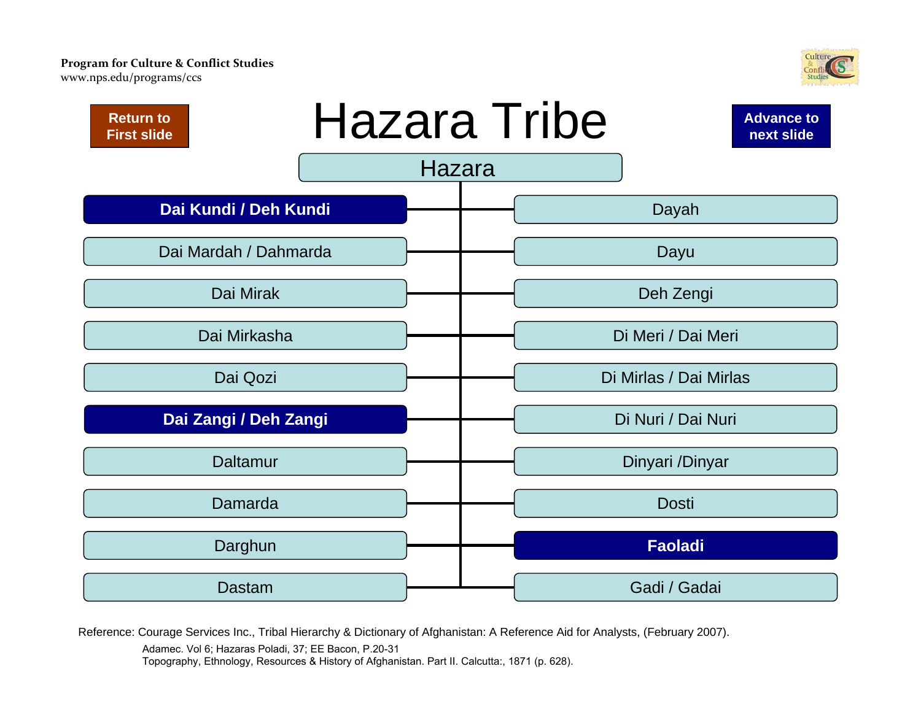# Hazara Tribe

Return to First slide

Advance to next slide

## Hazara

- **Dai Kundi / Deh Kundi**
- Dai Mardah / Dahmarda
- Dai Mirak
- Dai Mirkasha
- Dai Qozi
- **Dai Zangi / Deh Zangi**
- Daltamur
- Damarda
- Darghun
- Dastam
- Dayah
- Dayu
- Deh Zengi
- Di Meri / Dai Meri
- Di Mirlas / Dai Mirlas
- Di Nuri / Dai Nuri
- Dinyari /Dinyar
- Dosti
- **Faoladi**
- Gadi / Gadai

Reference: Courage Services Inc., Tribal Hierarchy & Dictionary of Afghanistan: A Reference Aid for Analysts, (February 2007).

Adamec. Vol 6; Hazaras Poladi, 37; EE Bacon, P.20-31

Topography, Ethnology, Resources & History of Afghanistan. Part II. Calcutta:, 1871 (p. 628).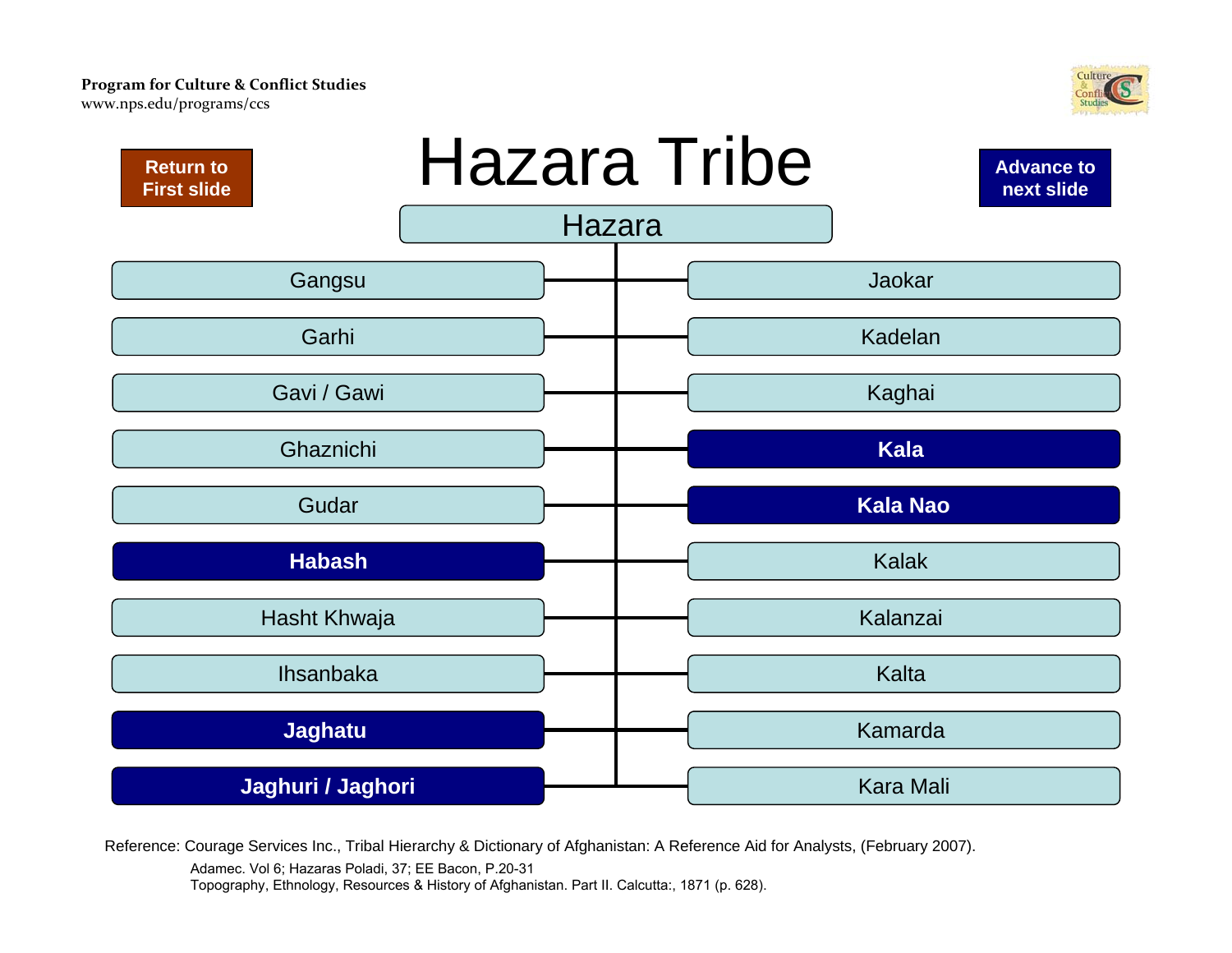Program for Culture & Conflict Studies
www.nps.edu/programs/ccs

Return to First slide

# Hazara Tribe

Advance to next slide

## Hazara

- Gangsu
- Garhi
- Gavi / Gawi
- Ghaznichi
- Gudar
- **Habash**
- Hasht Khwaja
- Ihsanbaka
- **Jaghatu**
- **Jaghuri / Jaghori**
- Jaokar
- Kadelan
- Kaghai
- **Kala**
- **Kala Nao**
- Kalak
- Kalanzai
- Kalta
- Kamarda
- Kara Mali

Reference: Courage Services Inc., Tribal Hierarchy & Dictionary of Afghanistan: A Reference Aid for Analysts, (February 2007).
Adamec. Vol 6; Hazaras Poladi, 37; EE Bacon, P.20-31
Topography, Ethnology, Resources & History of Afghanistan. Part II. Calcutta:, 1871 (p. 628).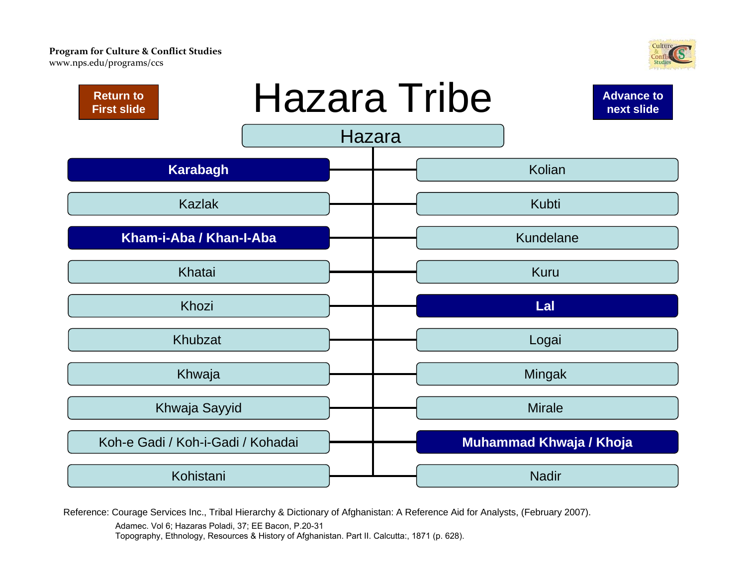# Hazara Tribe

Return to First slide

Advance to next slide

**Hazara**

- **Karabagh**
- Kazlak
- **Kham-i-Aba / Khan-I-Aba**
- Khatai
- Khozi
- Khubzat
- Khwaja
- Khwaja Sayyid
- Koh-e Gadi / Koh-i-Gadi / Kohadai
- Kohistani
- Kolian
- Kubti
- Kundelane
- Kuru
- **Lal**
- Logai
- Mingak
- Mirale
- **Muhammad Khwaja / Khoja**
- Nadir

Reference: Courage Services Inc., Tribal Hierarchy & Dictionary of Afghanistan: A Reference Aid for Analysts, (February 2007).

Adamec. Vol 6; Hazaras Poladi, 37; EE Bacon, P.20-31

Topography, Ethnology, Resources & History of Afghanistan. Part II. Calcutta:, 1871 (p. 628).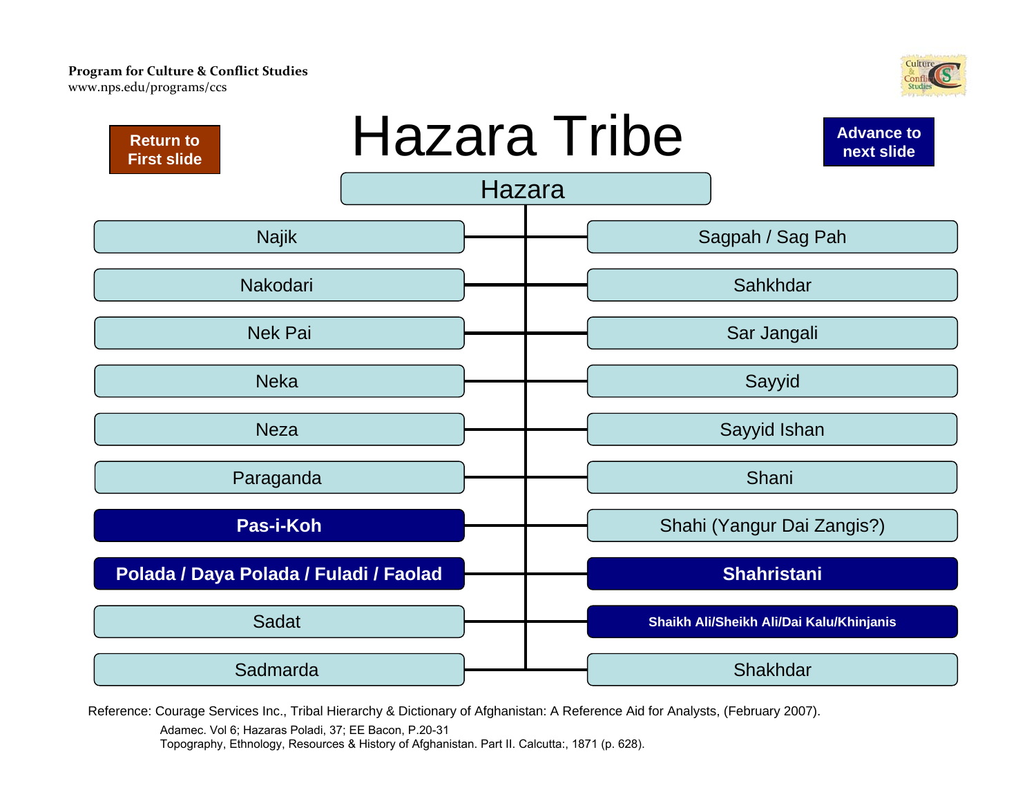Program for Culture & Conflict Studies
www.nps.edu/programs/ccs

Return to First slide

# Hazara Tribe

Advance to next slide

## Hazara

- Najik
- Nakodari
- Nek Pai
- Neka
- Neza
- Paraganda
- **Pas-i-Koh**
- **Polada / Daya Polada / Fuladi / Faolad**
- Sadat
- Sadmarda
- Sagpah / Sag Pah
- Sahkhdar
- Sar Jangali
- Sayyid
- Sayyid Ishan
- Shani
- Shahi (Yangur Dai Zangis?)
- **Shahristani**
- **Shaikh Ali/Sheikh Ali/Dai Kalu/Khinjanis**
- Shakhdar

Reference: Courage Services Inc., Tribal Hierarchy & Dictionary of Afghanistan: A Reference Aid for Analysts, (February 2007).

Adamec. Vol 6; Hazaras Poladi, 37; EE Bacon, P.20-31

Topography, Ethnology, Resources & History of Afghanistan. Part II. Calcutta:, 1871 (p. 628).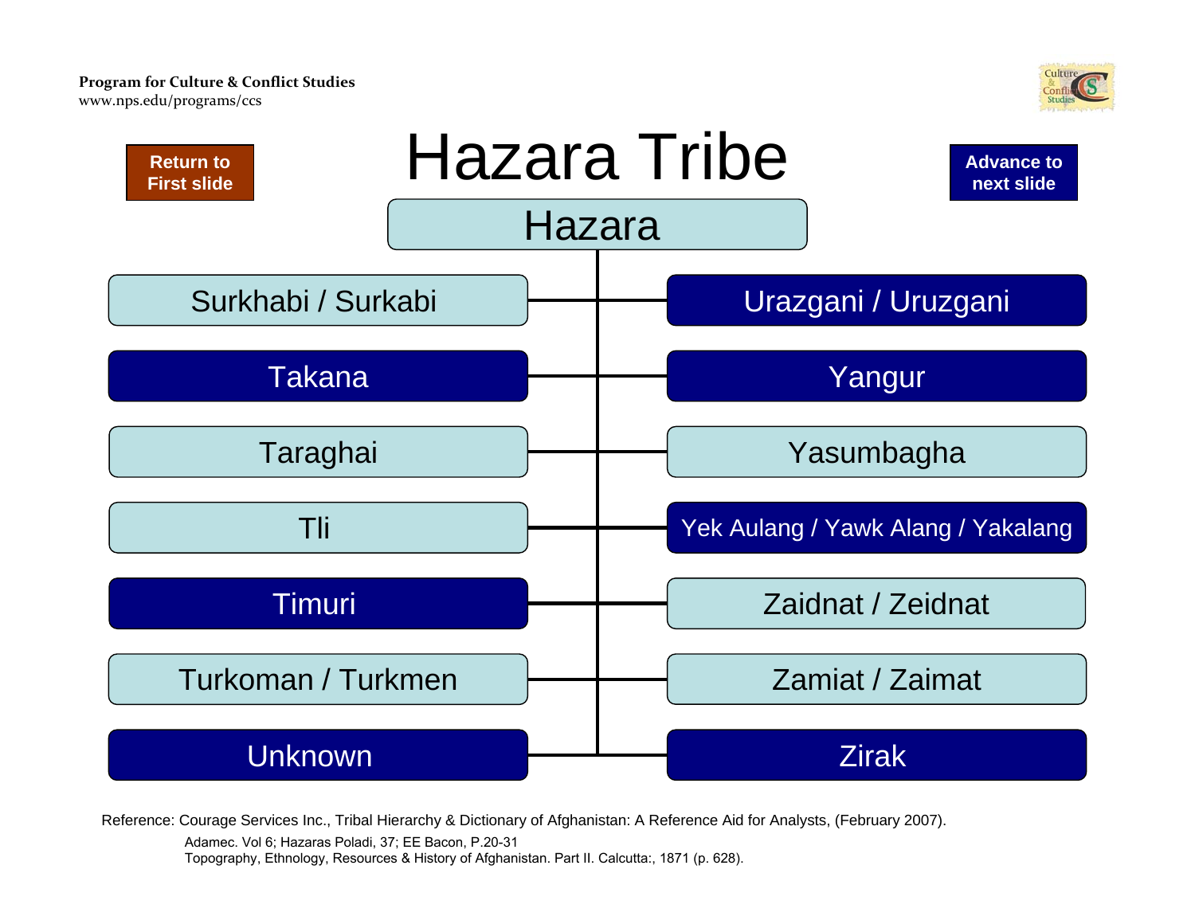Program for Culture & Conflict Studies
www.nps.edu/programs/ccs

Return to First slide

# Hazara Tribe

Advance to next slide

## Hazara

- Surkhabi / Surkabi
- Takana
- Taraghai
- Tli
- Timuri
- Turkoman / Turkmen
- Unknown
- Urazgani / Uruzgani
- Yangur
- Yasumbagha
- Yek Aulang / Yawk Alang / Yakalang
- Zaidnat / Zeidnat
- Zamiat / Zaimat
- Zirak

Reference: Courage Services Inc., Tribal Hierarchy & Dictionary of Afghanistan: A Reference Aid for Analysts, (February 2007).

Adamec. Vol 6; Hazaras Poladi, 37; EE Bacon, P.20-31

Topography, Ethnology, Resources & History of Afghanistan. Part II. Calcutta:, 1871 (p. 628).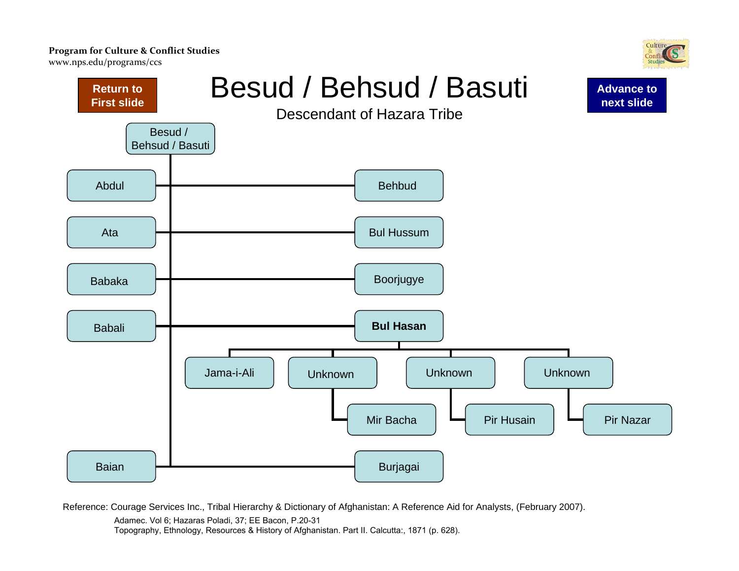Program for Culture & Conflict Studies
www.nps.edu/programs/ccs

Return to First slide

# Besud / Behsud / Basuti

Advance to next slide

## Descendant of Hazara Tribe

- Besud / Behsud / Basuti
  - Abdul
  - Behbud
  - Ata
  - Bul Hussum
  - Babaka
  - Boorjugye
  - Babali
  - **Bul Hasan**
    - Jama-i-Ali
    - Unknown
      - Mir Bacha
    - Unknown
      - Pir Husain
    - Unknown
      - Pir Nazar
  - Baian
  - Burjagai

Reference: Courage Services Inc., Tribal Hierarchy & Dictionary of Afghanistan: A Reference Aid for Analysts, (February 2007).

Adamec. Vol 6; Hazaras Poladi, 37; EE Bacon, P.20-31

Topography, Ethnology, Resources & History of Afghanistan. Part II. Calcutta:, 1871 (p. 628).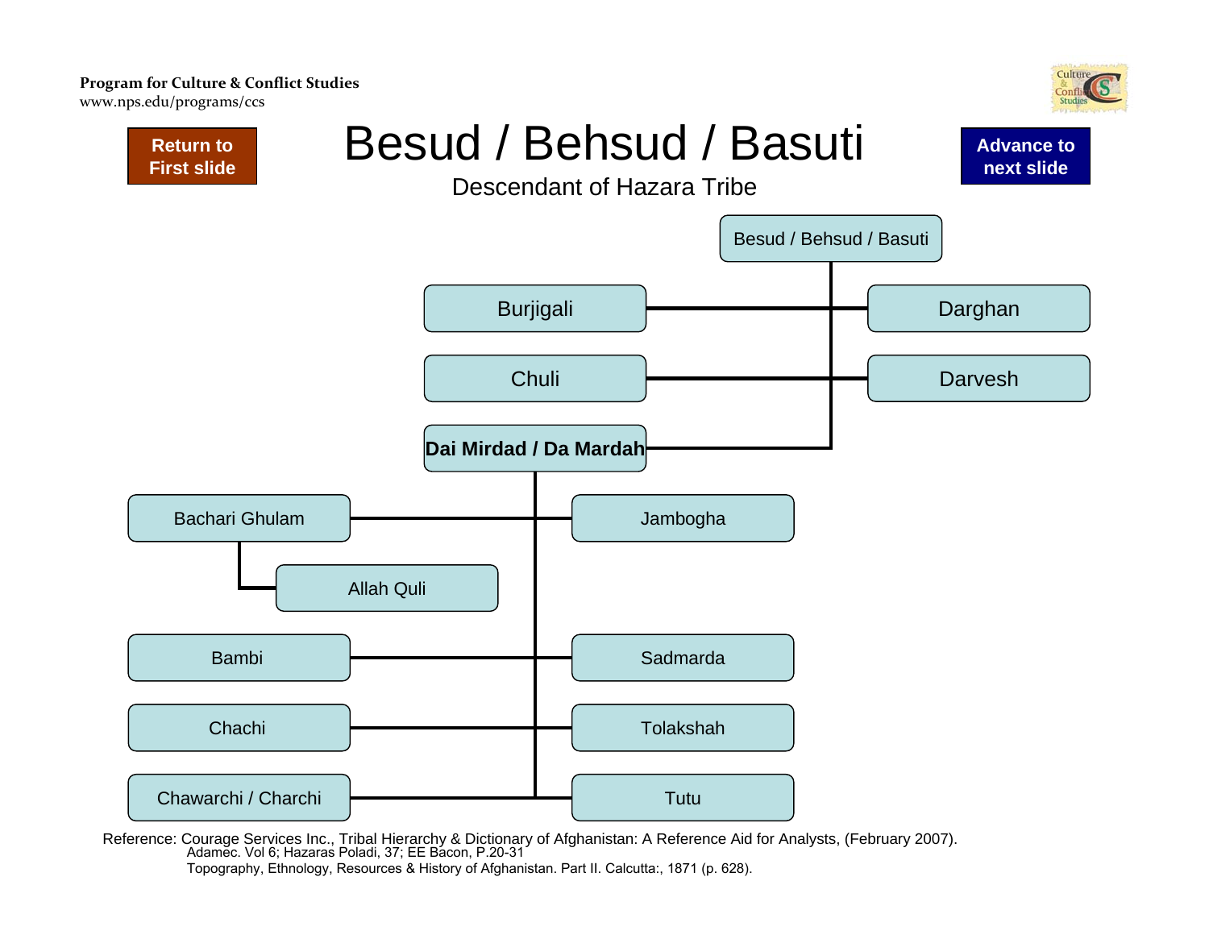# Besud / Behsud / Basuti

Descendant of Hazara Tribe

- Besud / Behsud / Basuti
  - Burjigali
  - Darghan
  - Chuli
  - Darvesh
  - **Dai Mirdad / Da Mardah**
    - Bachari Ghulam
      - Allah Quli
    - Jambogha
    - Bambi
    - Sadmarda
    - Chachi
    - Tolakshah
    - Chawarchi / Charchi
    - Tutu

Reference: Courage Services Inc., Tribal Hierarchy & Dictionary of Afghanistan: A Reference Aid for Analysts, (February 2007).
Adamec. Vol 6; Hazaras Poladi, 37; EE Bacon, P.20-31
Topography, Ethnology, Resources & History of Afghanistan. Part II. Calcutta:, 1871 (p. 628).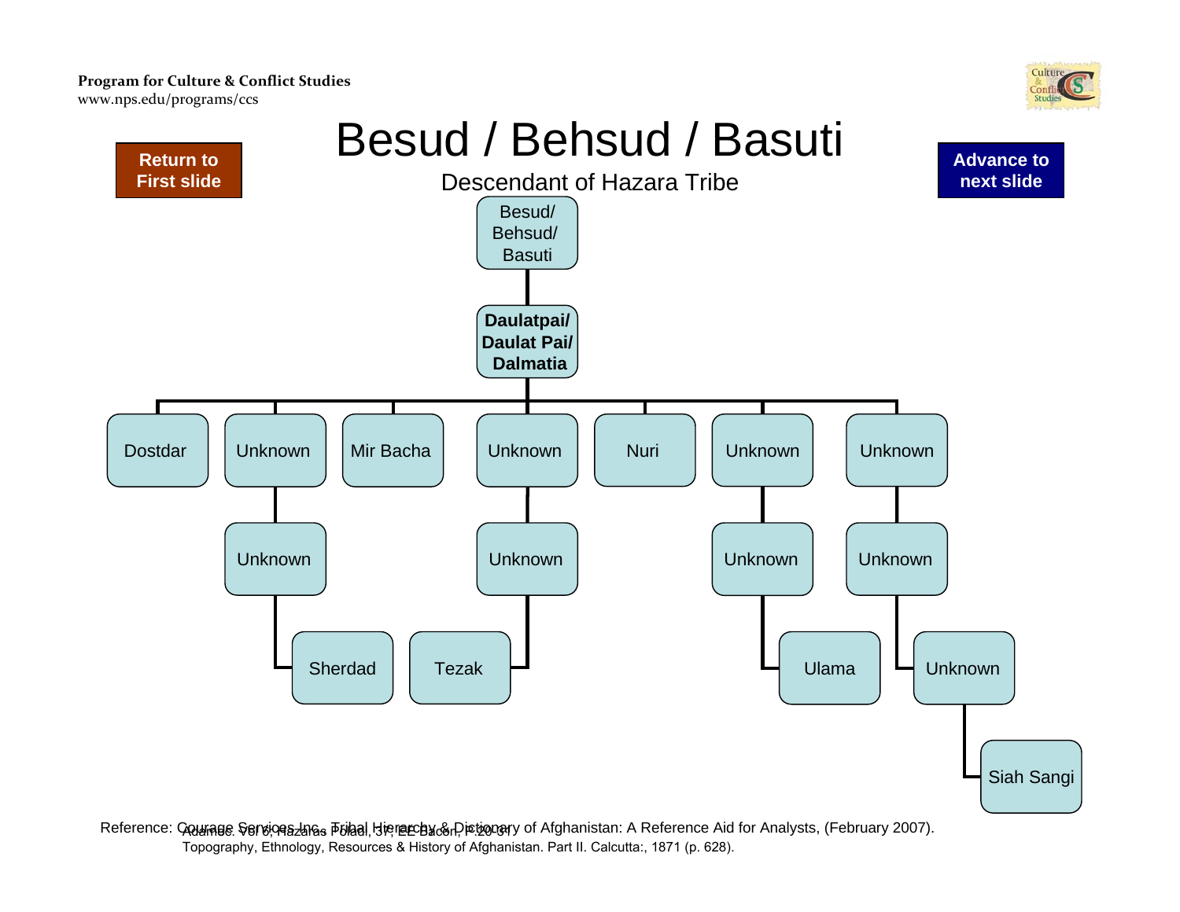Program for Culture & Conflict Studies
www.nps.edu/programs/ccs

Return to First slide

# Besud / Behsud / Basuti

Descendant of Hazara Tribe

Advance to next slide

- Besud/ Behsud/ Basuti
  - **Daulatpai/ Daulat Pai/ Dalmatia**
    - Dostdar
    - Unknown
      - Unknown
        - Sherdad
    - Mir Bacha
    - Unknown
      - Unknown
        - Tezak
    - Nuri
    - Unknown
      - Unknown
        - Ulama
    - Unknown
      - Unknown
        - Unknown
          - Siah Sangi

Reference: Courage Services Inc., Tribal Hierarchy & Dictionary of Afghanistan: A Reference Aid for Analysts, (February 2007). Adamec. Vol 6, Hazaras Poladi, 37, EE Bacon, P.20-31 Topography, Ethnology, Resources & History of Afghanistan. Part II. Calcutta:, 1871 (p. 628).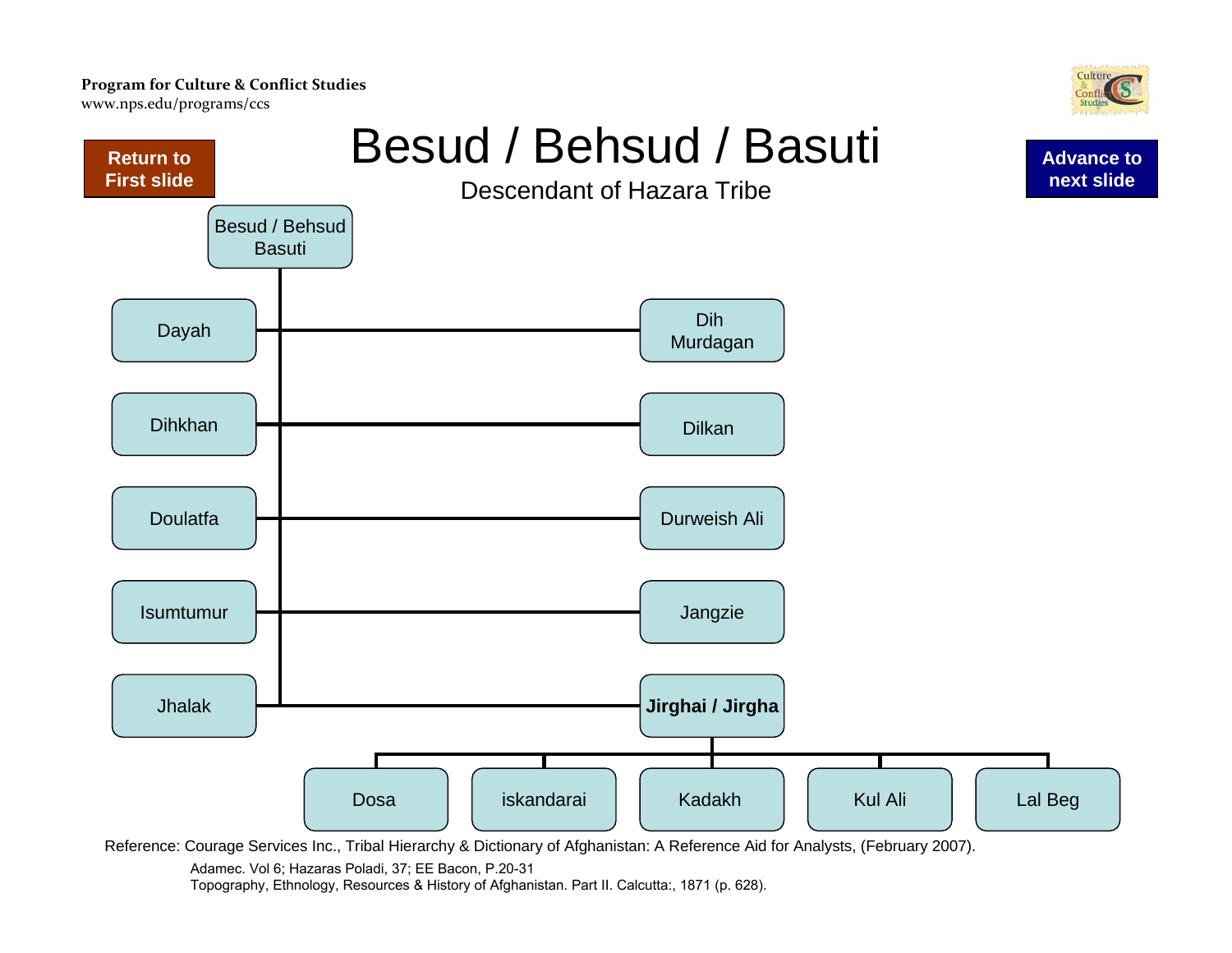Program for Culture & Conflict Studies
www.nps.edu/programs/ccs

Return to First slide

# Besud / Behsud / Basuti

Descendant of Hazara Tribe

Advance to next slide

- Besud / Behsud Basuti
  - Dayah
  - Dih Murdagan
  - Dihkhan
  - Dilkan
  - Doulatfa
  - Durweish Ali
  - Isumtumur
  - Jangzie
  - Jhalak
  - **Jirghai / Jirgha**
    - Dosa
    - iskandarai
    - Kadakh
    - Kul Ali
    - Lal Beg

Reference: Courage Services Inc., Tribal Hierarchy & Dictionary of Afghanistan: A Reference Aid for Analysts, (February 2007).

Adamec. Vol 6; Hazaras Poladi, 37; EE Bacon, P.20-31
Topography, Ethnology, Resources & History of Afghanistan. Part II. Calcutta:, 1871 (p. 628).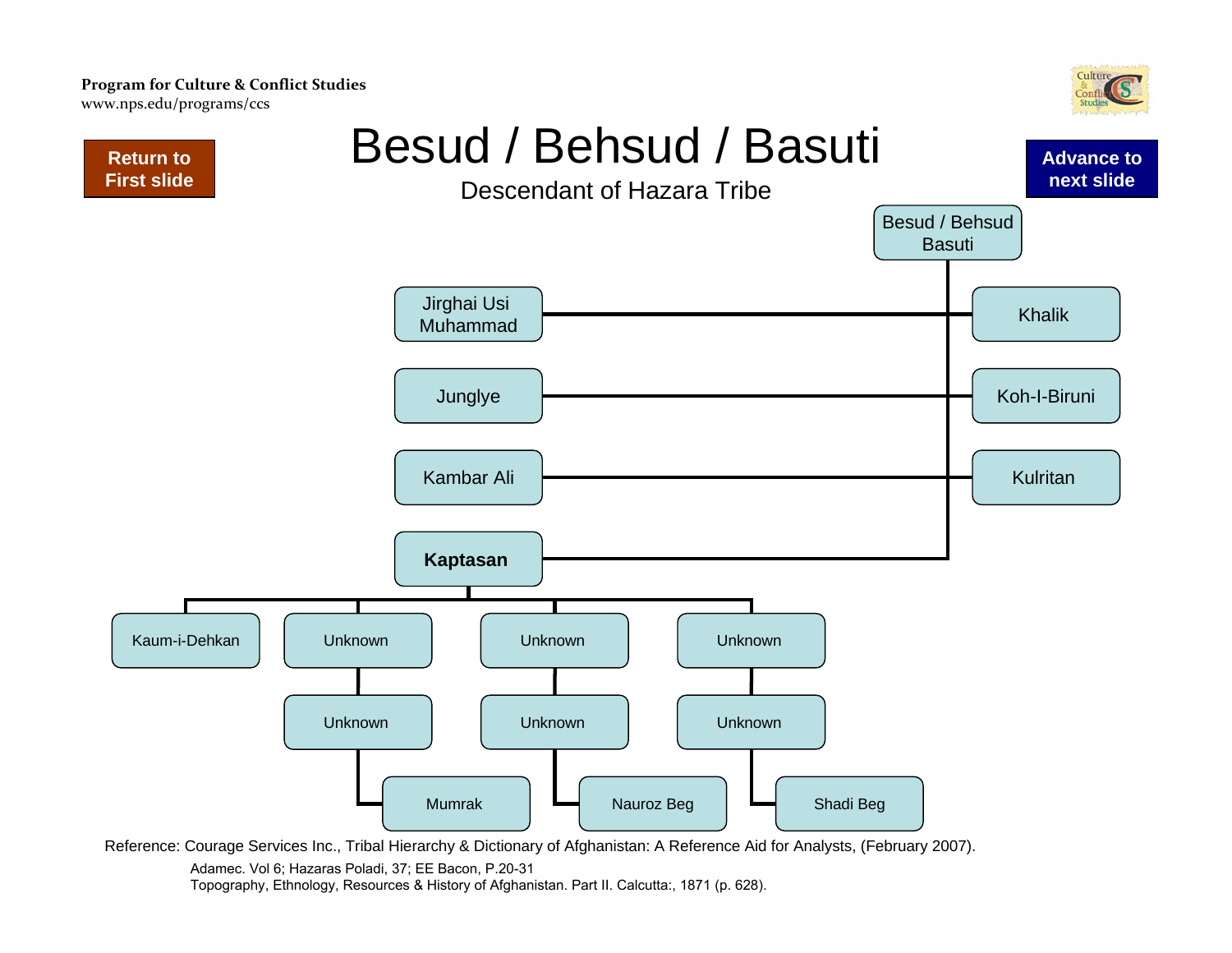**Program for Culture & Conflict Studies**
www.nps.edu/programs/ccs

Return to First slide

Advance to next slide

# Besud / Behsud / Basuti

## Descendant of Hazara Tribe

- Besud / Behsud Basuti
  - Jirghai Usi Muhammad
  - Khalik
  - Junglye
  - Koh-I-Biruni
  - Kambar Ali
  - Kulritan
  - **Kaptasan**
    - Kaum-i-Dehkan
    - Unknown
      - Unknown
        - Mumrak
    - Unknown
      - Unknown
        - Nauroz Beg
    - Unknown
      - Unknown
        - Shadi Beg

Reference: Courage Services Inc., Tribal Hierarchy & Dictionary of Afghanistan: A Reference Aid for Analysts, (February 2007).

Adamec. Vol 6; Hazaras Poladi, 37; EE Bacon, P.20-31

Topography, Ethnology, Resources & History of Afghanistan. Part II. Calcutta:, 1871 (p. 628).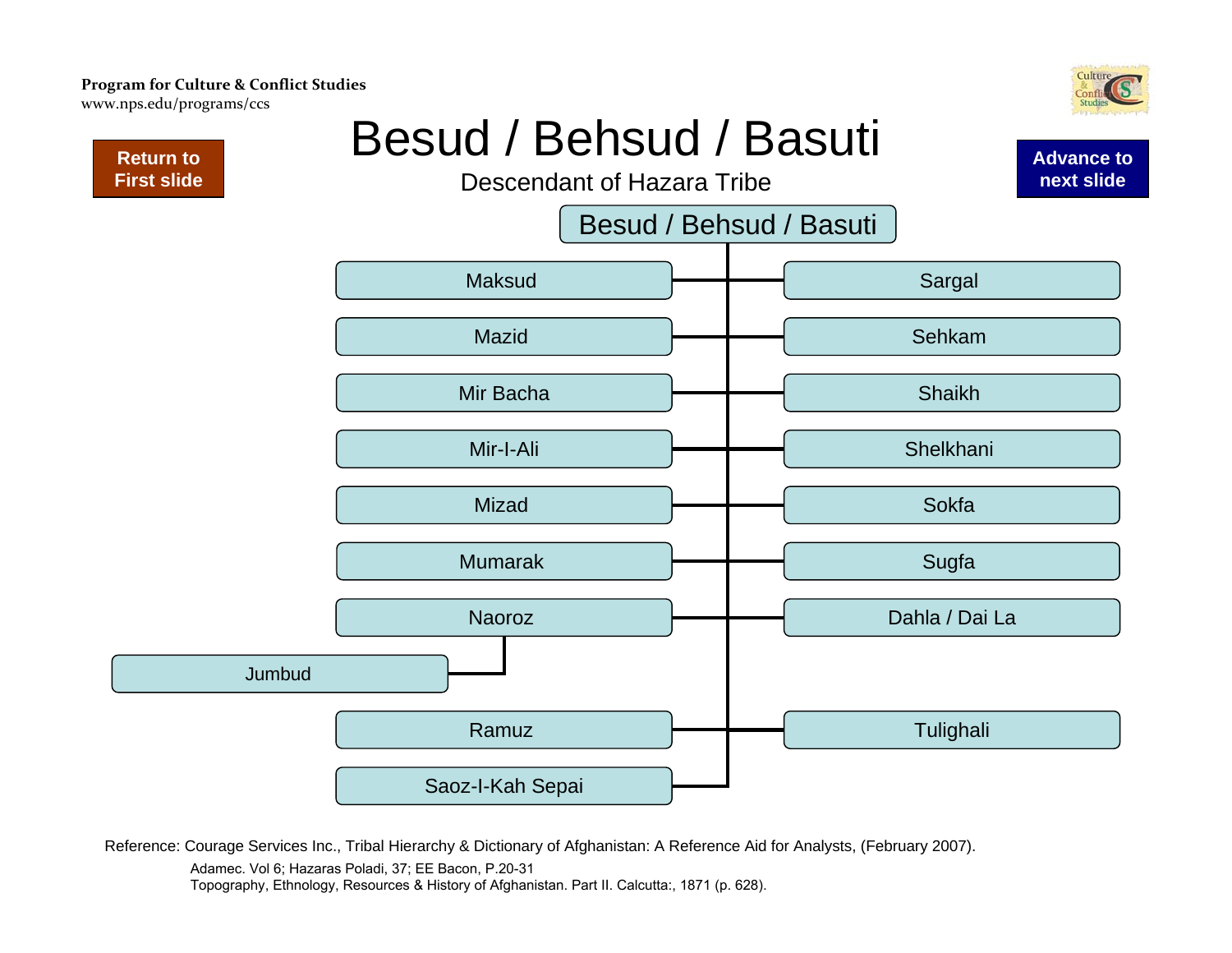Program for Culture & Conflict Studies
www.nps.edu/programs/ccs

Return to First slide

Advance to next slide

# Besud / Behsud / Basuti

Descendant of Hazara Tribe

## Besud / Behsud / Basuti

- Maksud
- Mazid
- Mir Bacha
- Mir-I-Ali
- Mizad
- Mumarak
- Naoroz
  - Jumbud
- Ramuz
- Saoz-I-Kah Sepai
- Sargal
- Sehkam
- Shaikh
- Shelkhani
- Sokfa
- Sugfa
- Dahla / Dai La
- Tulighali

Reference: Courage Services Inc., Tribal Hierarchy & Dictionary of Afghanistan: A Reference Aid for Analysts, (February 2007).

Adamec. Vol 6; Hazaras Poladi, 37; EE Bacon, P.20-31

Topography, Ethnology, Resources & History of Afghanistan. Part II. Calcutta:, 1871 (p. 628).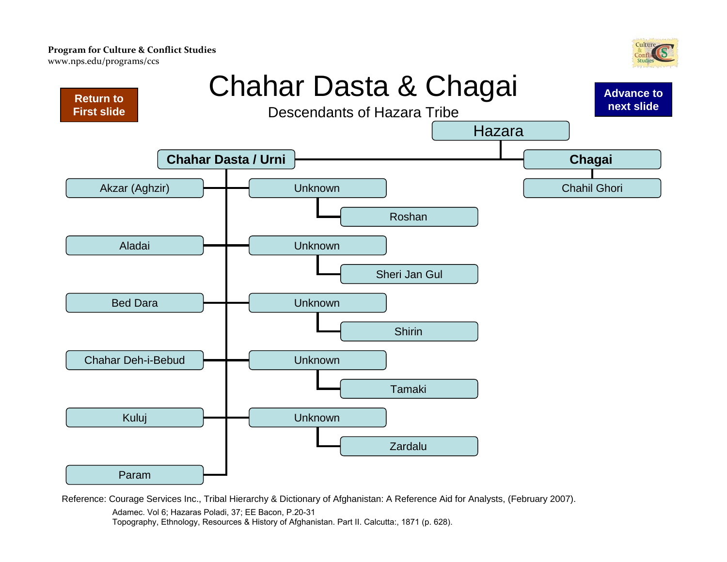Program for Culture & Conflict Studies
www.nps.edu/programs/ccs

# Chahar Dasta & Chagai

Descendants of Hazara Tribe

Return to First slide

Advance to next slide

- Hazara
  - **Chahar Dasta / Urni**
    - Akzar (Aghzir)
      - Unknown
        - Roshan
    - Aladai
      - Unknown
        - Sheri Jan Gul
    - Bed Dara
      - Unknown
        - Shirin
    - Chahar Deh-i-Bebud
      - Unknown
        - Tamaki
    - Kuluj
      - Unknown
        - Zardalu
    - Param
  - **Chagai**
    - Chahil Ghori

Reference: Courage Services Inc., Tribal Hierarchy & Dictionary of Afghanistan: A Reference Aid for Analysts, (February 2007).

Adamec. Vol 6; Hazaras Poladi, 37; EE Bacon, P.20-31

Topography, Ethnology, Resources & History of Afghanistan. Part II. Calcutta:, 1871 (p. 628).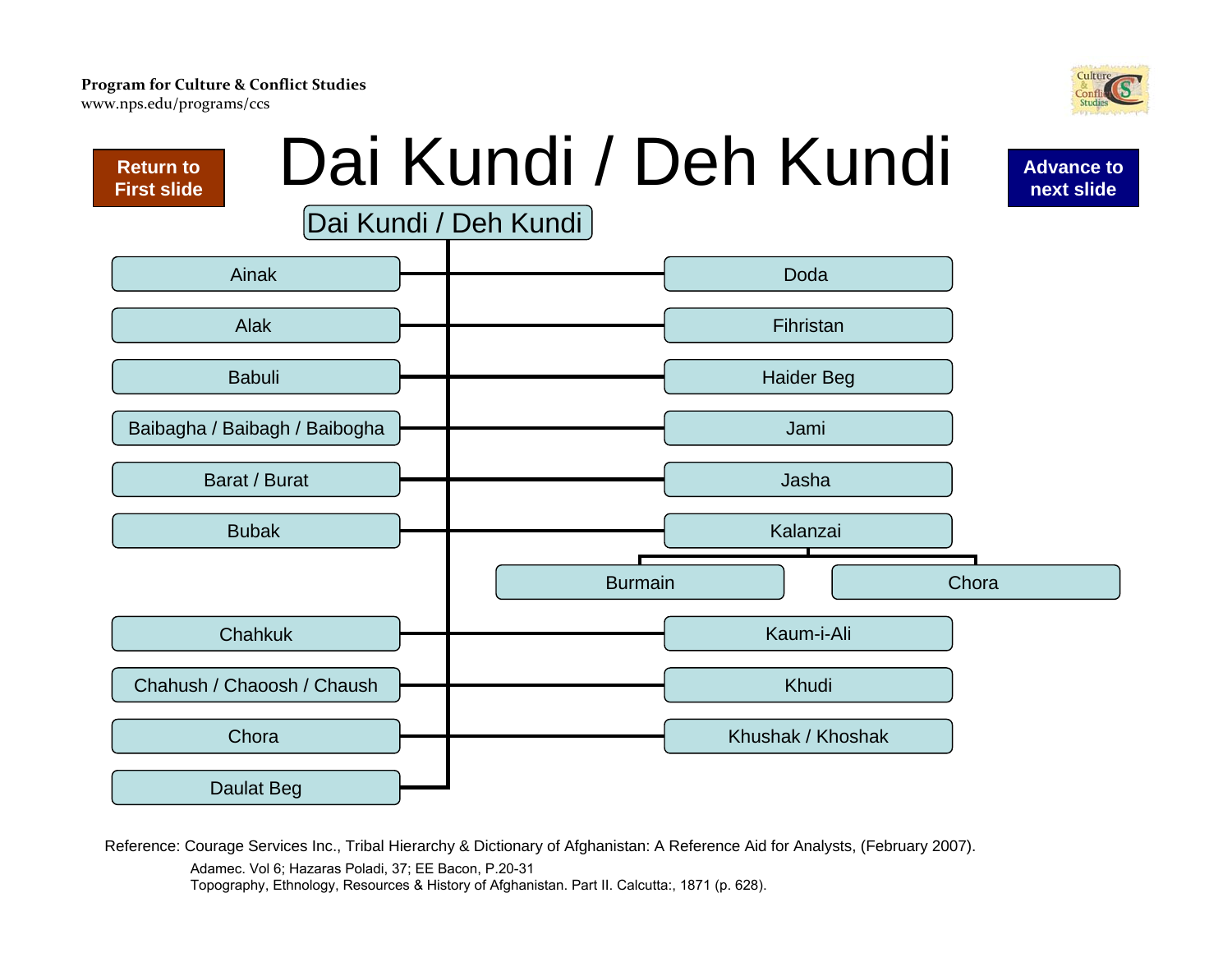Program for Culture & Conflict Studies
www.nps.edu/programs/ccs

Return to First slide

# Dai Kundi / Deh Kundi

Advance to next slide

**Dai Kundi / Deh Kundi**

- Ainak
- Alak
- Babuli
- Baibagha / Baibagh / Baibogha
- Barat / Burat
- Bubak
- Chahkuk
- Chahush / Chaoosh / Chaush
- Chora
- Daulat Beg
- Doda
- Fihristan
- Haider Beg
- Jami
- Jasha
- Kalanzai
  - Burmain
  - Chora
- Kaum-i-Ali
- Khudi
- Khushak / Khoshak

Reference: Courage Services Inc., Tribal Hierarchy & Dictionary of Afghanistan: A Reference Aid for Analysts, (February 2007).
Adamec. Vol 6; Hazaras Poladi, 37; EE Bacon, P.20-31
Topography, Ethnology, Resources & History of Afghanistan. Part II. Calcutta:, 1871 (p. 628).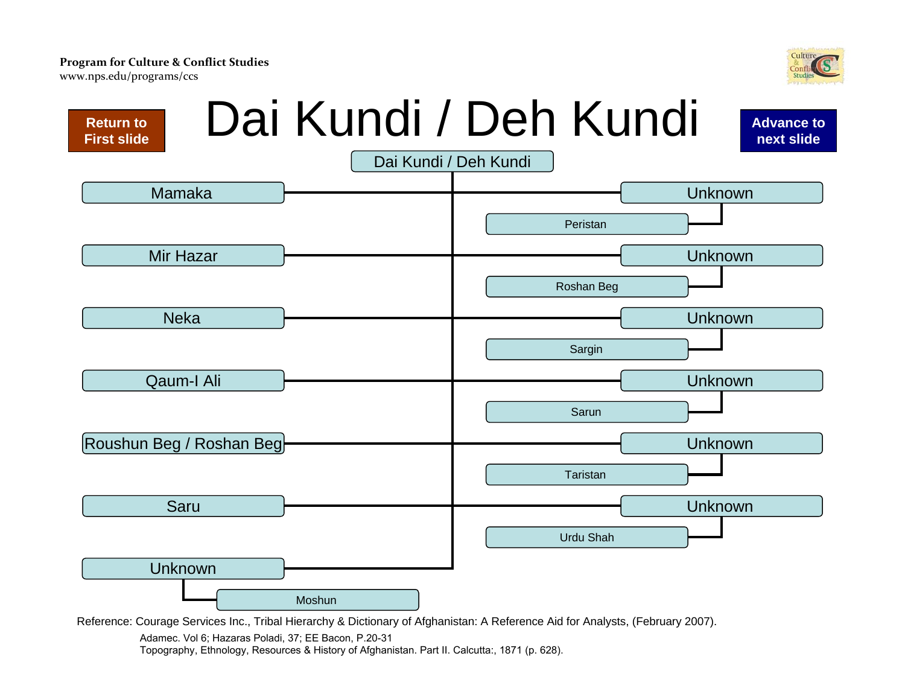Program for Culture & Conflict Studies
www.nps.edu/programs/ccs

# Dai Kundi / Deh Kundi

Return to First slide

Advance to next slide

- Dai Kundi / Deh Kundi
  - Mamaka
    - Unknown
      - Peristan
  - Mir Hazar
    - Unknown
      - Roshan Beg
  - Neka
    - Unknown
      - Sargin
  - Qaum-I Ali
    - Unknown
      - Sarun
  - Roushun Beg / Roshan Beg
    - Unknown
      - Taristan
  - Saru
    - Unknown
      - Urdu Shah
  - Unknown
    - Moshun

Reference: Courage Services Inc., Tribal Hierarchy & Dictionary of Afghanistan: A Reference Aid for Analysts, (February 2007).

Adamec. Vol 6; Hazaras Poladi, 37; EE Bacon, P.20-31
Topography, Ethnology, Resources & History of Afghanistan. Part II. Calcutta:, 1871 (p. 628).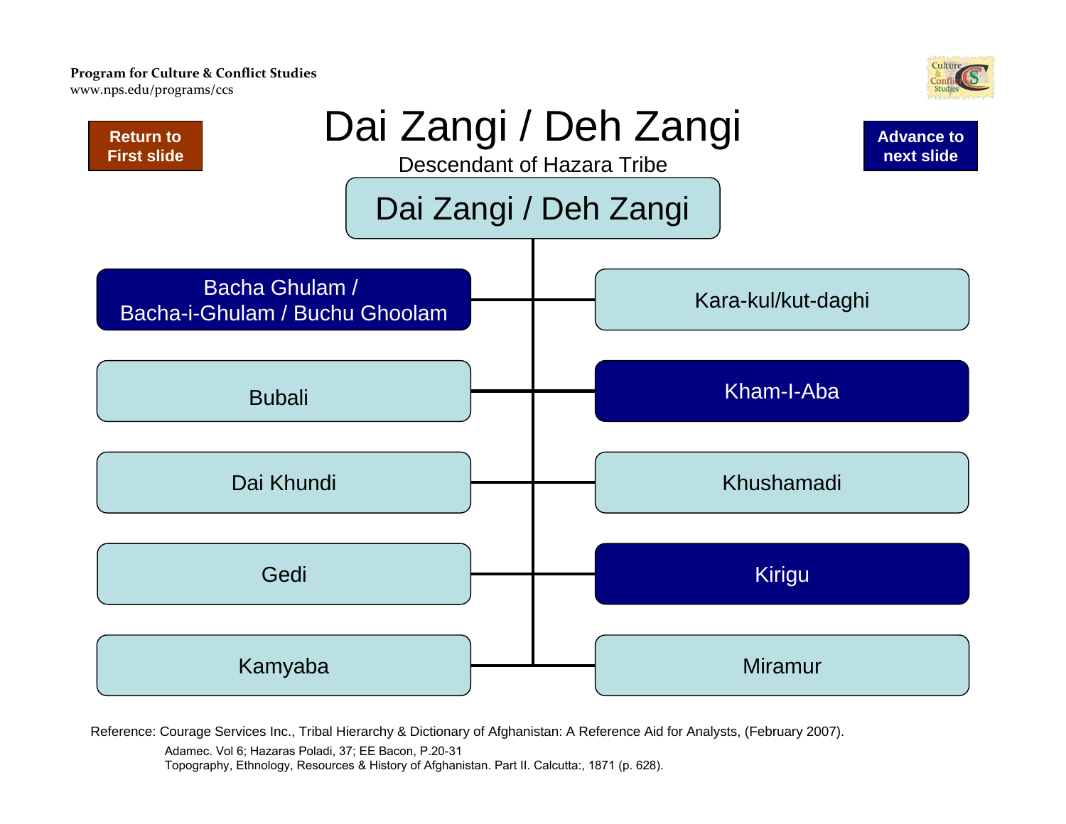Program for Culture & Conflict Studies
www.nps.edu/programs/ccs

Return to First slide

# Dai Zangi / Deh Zangi

Descendant of Hazara Tribe

Advance to next slide

## Dai Zangi / Deh Zangi

- Bacha Ghulam / Bacha-i-Ghulam / Buchu Ghoolam
- Kara-kul/kut-daghi
- Bubali
- Kham-I-Aba
- Dai Khundi
- Khushamadi
- Gedi
- Kirigu
- Kamyaba
- Miramur

Reference: Courage Services Inc., Tribal Hierarchy & Dictionary of Afghanistan: A Reference Aid for Analysts, (February 2007).

Adamec. Vol 6; Hazaras Poladi, 37; EE Bacon, P.20-31

Topography, Ethnology, Resources & History of Afghanistan. Part II. Calcutta:, 1871 (p. 628).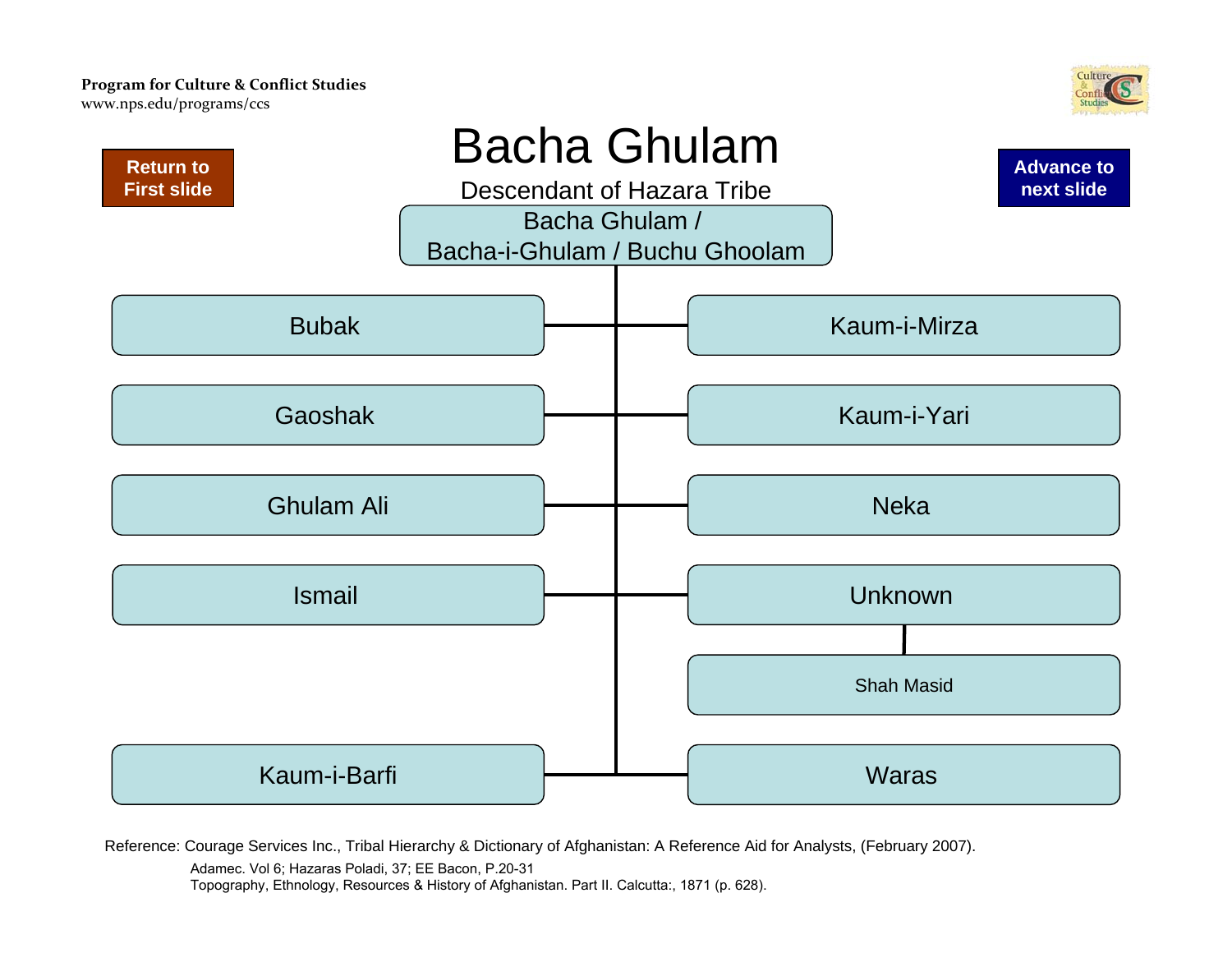# Bacha Ghulam

Descendant of Hazara Tribe

**Bacha Ghulam / Bacha-i-Ghulam / Buchu Ghoolam**

- Bubak
- Gaoshak
- Ghulam Ali
- Ismail
- Kaum-i-Barfi
- Kaum-i-Mirza
- Kaum-i-Yari
- Neka
- Unknown
  - Shah Masid
- Waras

Reference: Courage Services Inc., Tribal Hierarchy & Dictionary of Afghanistan: A Reference Aid for Analysts, (February 2007).

Adamec. Vol 6; Hazaras Poladi, 37; EE Bacon, P.20-31

Topography, Ethnology, Resources & History of Afghanistan. Part II. Calcutta:, 1871 (p. 628).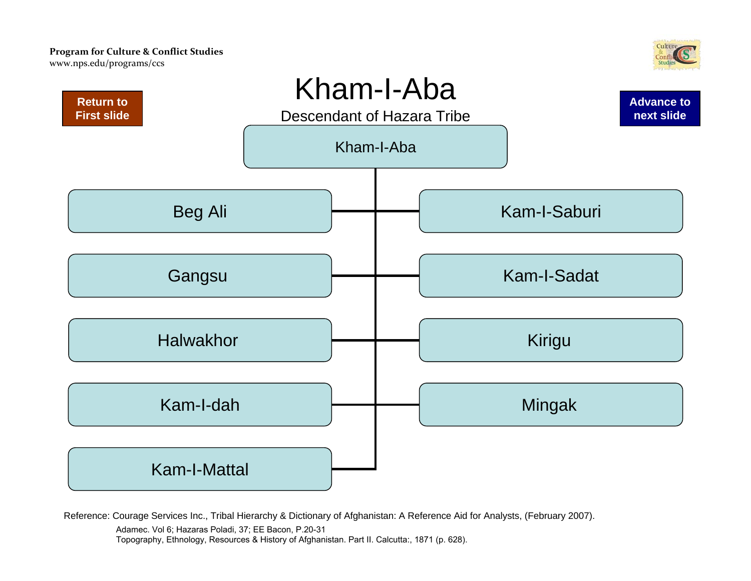Program for Culture & Conflict Studies
www.nps.edu/programs/ccs

# Kham-I-Aba

Descendant of Hazara Tribe

Return to First slide

Advance to next slide

- Kham-I-Aba
  - Beg Ali
  - Kam-I-Saburi
  - Gangsu
  - Kam-I-Sadat
  - Halwakhor
  - Kirigu
  - Kam-I-dah
  - Mingak
  - Kam-I-Mattal

Reference: Courage Services Inc., Tribal Hierarchy & Dictionary of Afghanistan: A Reference Aid for Analysts, (February 2007).

Adamec. Vol 6; Hazaras Poladi, 37; EE Bacon, P.20-31

Topography, Ethnology, Resources & History of Afghanistan. Part II. Calcutta:, 1871 (p. 628).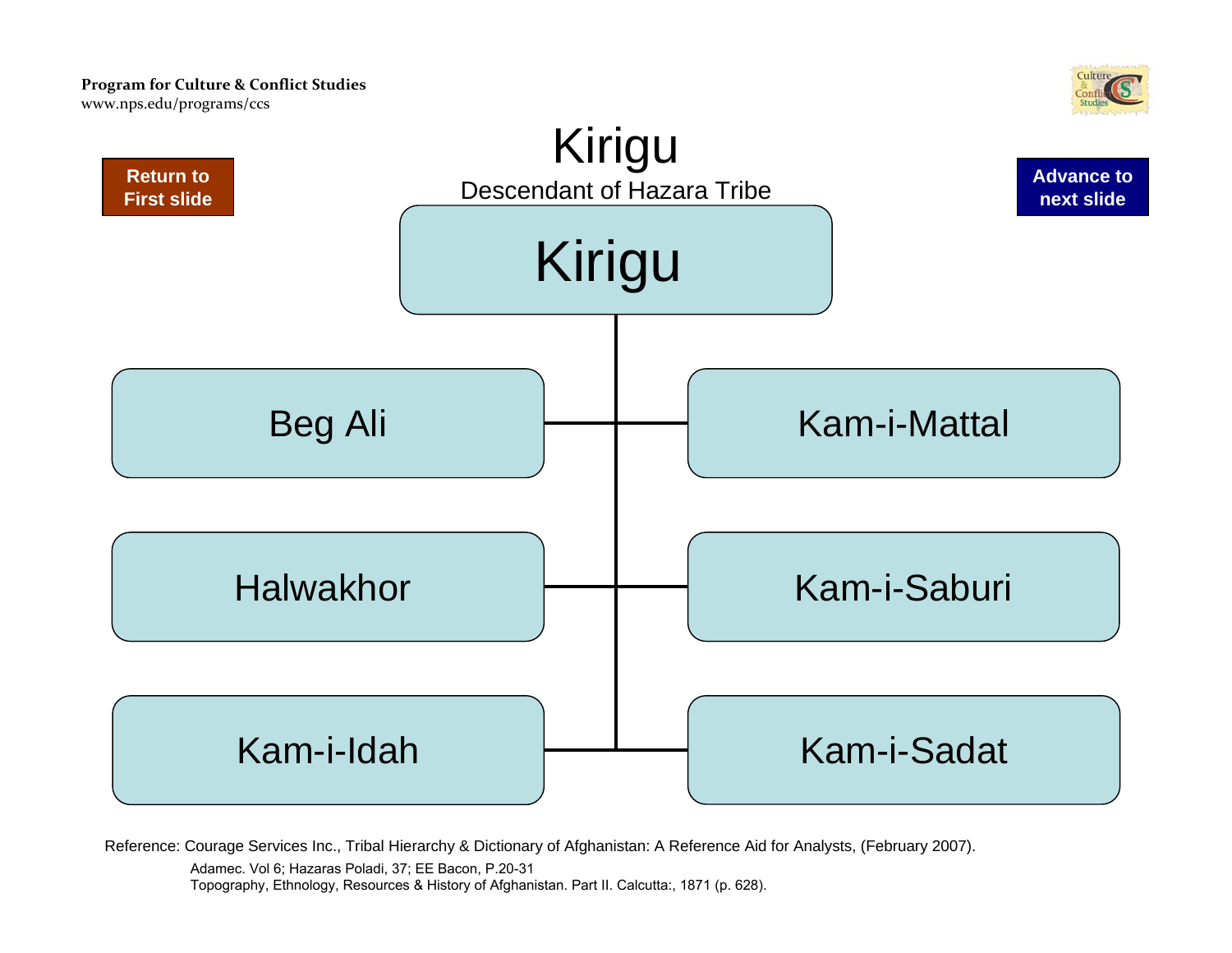# Kirigu

Descendant of Hazara Tribe

Return to First slide

Advance to next slide

**Kirigu**

- Beg Ali
- Kam-i-Mattal
- Halwakhor
- Kam-i-Saburi
- Kam-i-Idah
- Kam-i-Sadat

Reference: Courage Services Inc., Tribal Hierarchy & Dictionary of Afghanistan: A Reference Aid for Analysts, (February 2007).

Adamec. Vol 6; Hazaras Poladi, 37; EE Bacon, P.20-31

Topography, Ethnology, Resources & History of Afghanistan. Part II. Calcutta:, 1871 (p. 628).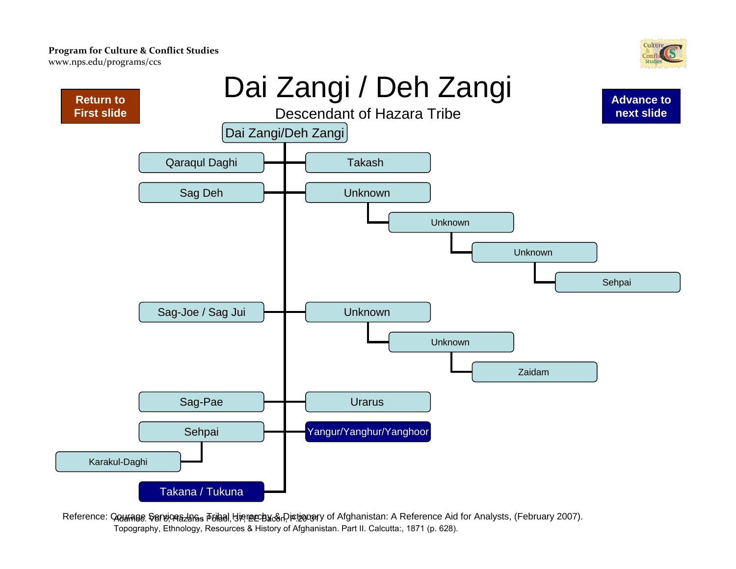# Dai Zangi / Deh Zangi

Descendant of Hazara Tribe

Return to First slide

Advance to next slide

- Dai Zangi/Deh Zangi
  - Qaraqul Daghi
  - Takash
  - Sag Deh
  - Unknown
    - Unknown
      - Unknown
        - Sehpai
  - Sag-Joe / Sag Jui
  - Unknown
    - Unknown
      - Zaidam
  - Sag-Pae
  - Urarus
  - Sehpai
    - Karakul-Daghi
  - Yangur/Yanghur/Yanghoor
  - Takana / Tukuna

Reference: Courage Services Inc., Tribal Hierarchy & Dictionary of Afghanistan: A Reference Aid for Analysts, (February 2007).

Adamec. Vol 6, Hazaras Poladi, 37; EE Bacon, P.20-31. Topography, Ethnology, Resources & History of Afghanistan. Part II. Calcutta:, 1871 (p. 628).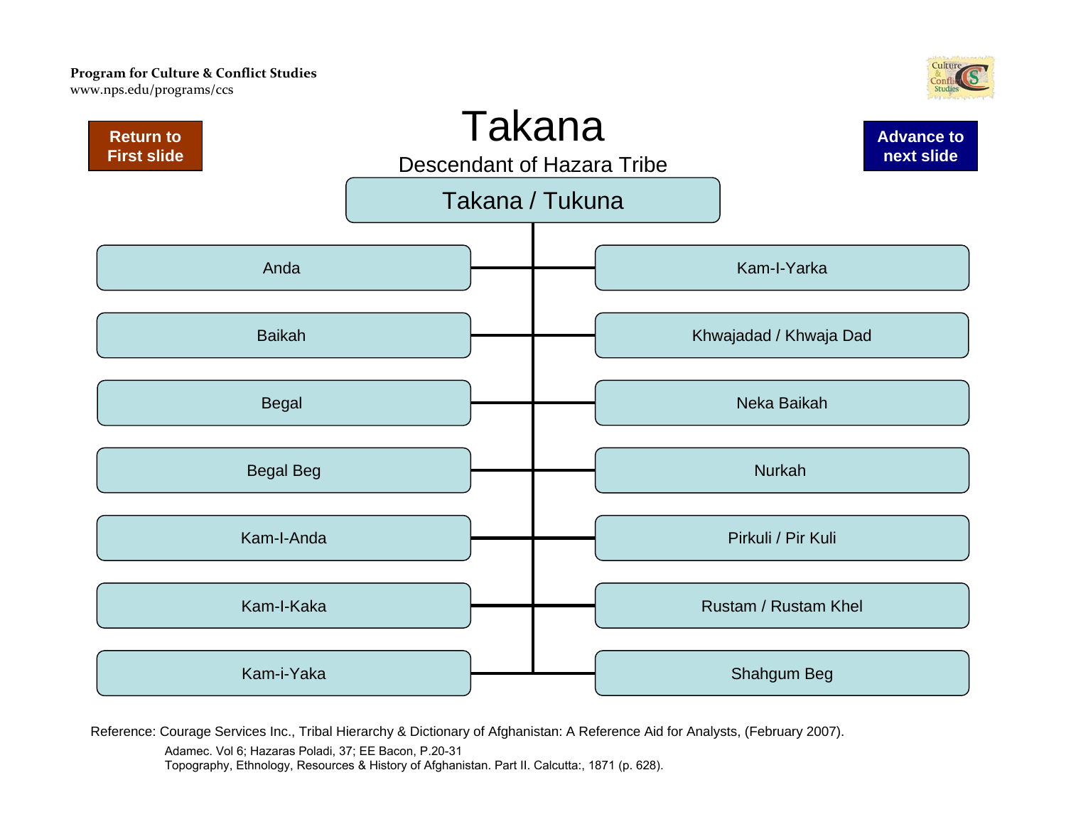Program for Culture & Conflict Studies
www.nps.edu/programs/ccs

Return to First slide

# Takana

Descendant of Hazara Tribe

Advance to next slide

## Takana / Tukuna

- Anda
- Baikah
- Begal
- Begal Beg
- Kam-I-Anda
- Kam-I-Kaka
- Kam-i-Yaka
- Kam-I-Yarka
- Khwajadad / Khwaja Dad
- Neka Baikah
- Nurkah
- Pirkuli / Pir Kuli
- Rustam / Rustam Khel
- Shahgum Beg

Reference: Courage Services Inc., Tribal Hierarchy & Dictionary of Afghanistan: A Reference Aid for Analysts, (February 2007).

Adamec. Vol 6; Hazaras Poladi, 37; EE Bacon, P.20-31
Topography, Ethnology, Resources & History of Afghanistan. Part II. Calcutta:, 1871 (p. 628).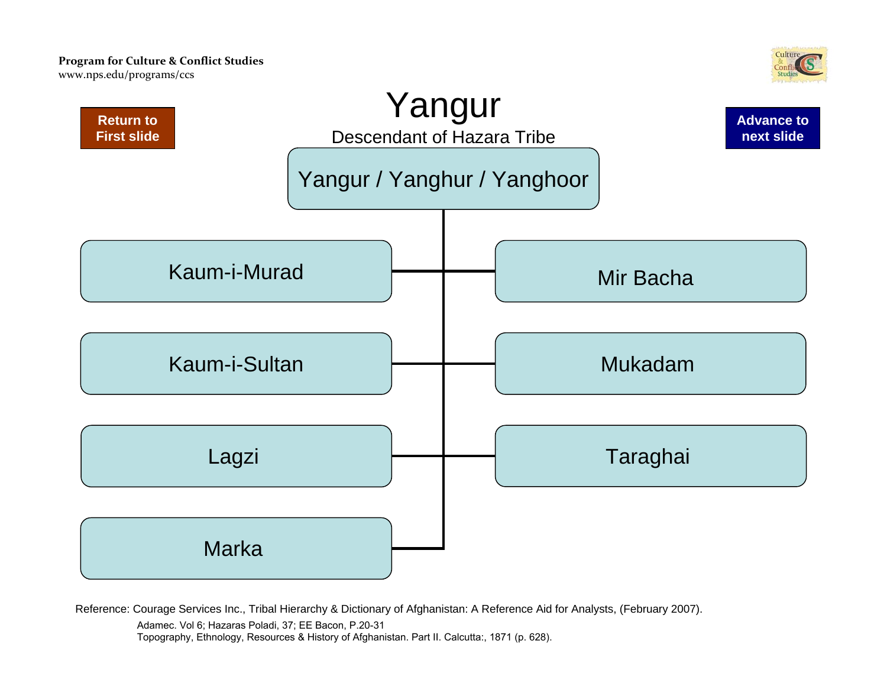Program for Culture & Conflict Studies
www.nps.edu/programs/ccs

Return to First slide

Advance to next slide

# Yangur

Descendant of Hazara Tribe

**Yangur / Yanghur / Yanghoor**

- Kaum-i-Murad
- Kaum-i-Sultan
- Lagzi
- Marka
- Mir Bacha
- Mukadam
- Taraghai

Reference: Courage Services Inc., Tribal Hierarchy & Dictionary of Afghanistan: A Reference Aid for Analysts, (February 2007).

Adamec. Vol 6; Hazaras Poladi, 37; EE Bacon, P.20-31

Topography, Ethnology, Resources & History of Afghanistan. Part II. Calcutta:, 1871 (p. 628).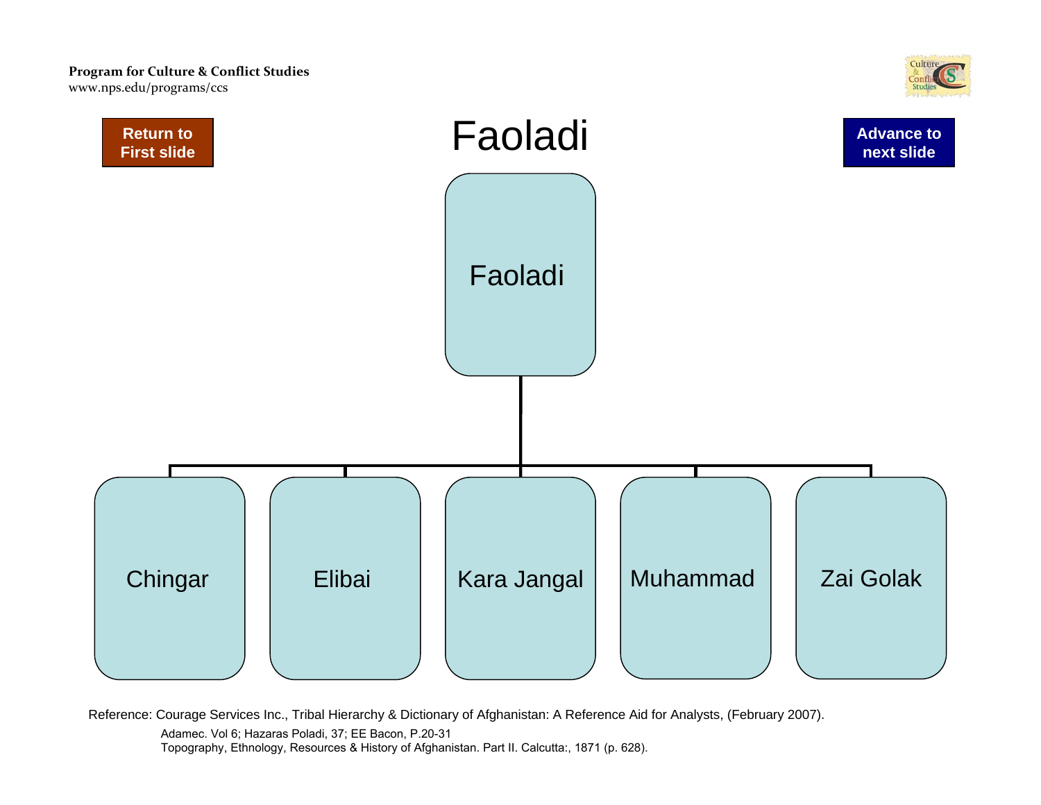Program for Culture & Conflict Studies
www.nps.edu/programs/ccs

Return to First slide

# Faoladi

Advance to next slide

- Faoladi
  - Chingar
  - Elibai
  - Kara Jangal
  - Muhammad
  - Zai Golak

Reference: Courage Services Inc., Tribal Hierarchy & Dictionary of Afghanistan: A Reference Aid for Analysts, (February 2007).

Adamec. Vol 6; Hazaras Poladi, 37; EE Bacon, P.20-31

Topography, Ethnology, Resources & History of Afghanistan. Part II. Calcutta:, 1871 (p. 628).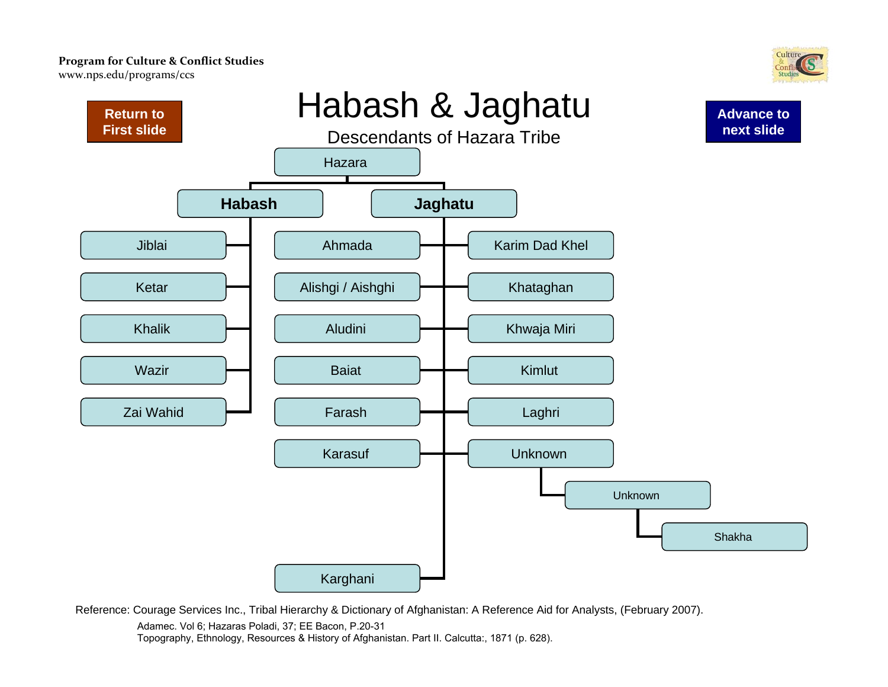Program for Culture & Conflict Studies
www.nps.edu/programs/ccs

Return to First slide

# Habash & Jaghatu

## Descendants of Hazara Tribe

Advance to next slide

- Hazara
  - **Habash**
    - Jiblai
    - Ketar
    - Khalik
    - Wazir
    - Zai Wahid
  - **Jaghatu**
    - Ahmada
    - Alishgi / Aishghi
    - Aludini
    - Baiat
    - Farash
    - Karasuf
    - Karghani
    - Karim Dad Khel
    - Khataghan
    - Khwaja Miri
    - Kimlut
    - Laghri
    - Unknown
      - Unknown
        - Shakha

Reference: Courage Services Inc., Tribal Hierarchy & Dictionary of Afghanistan: A Reference Aid for Analysts, (February 2007).

Adamec. Vol 6; Hazaras Poladi, 37; EE Bacon, P.20-31

Topography, Ethnology, Resources & History of Afghanistan. Part II. Calcutta:, 1871 (p. 628).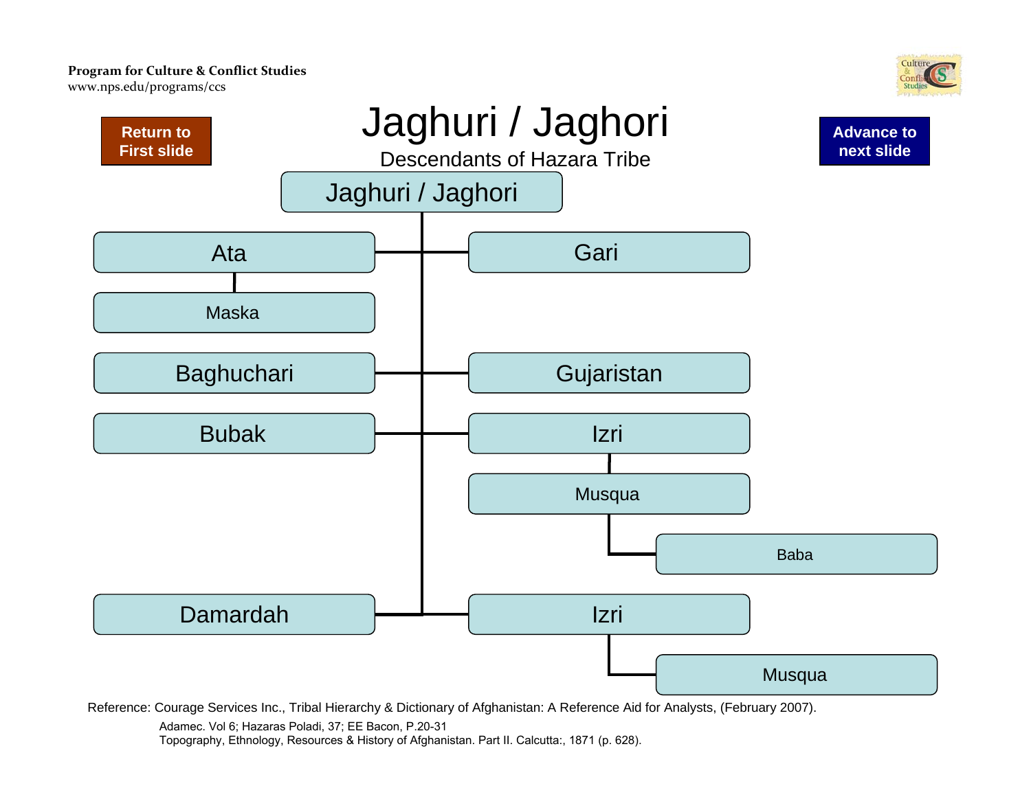Program for Culture & Conflict Studies
www.nps.edu/programs/ccs

Return to First slide

# Jaghuri / Jaghori

Descendants of Hazara Tribe

Advance to next slide

- Jaghuri / Jaghori
  - Ata
    - Maska
  - Gari
  - Baghuchari
  - Gujaristan
  - Bubak
  - Izri
    - Musqua
      - Baba
  - Damardah
  - Izri
    - Musqua

Reference: Courage Services Inc., Tribal Hierarchy & Dictionary of Afghanistan: A Reference Aid for Analysts, (February 2007).

Adamec. Vol 6; Hazaras Poladi, 37; EE Bacon, P.20-31

Topography, Ethnology, Resources & History of Afghanistan. Part II. Calcutta:, 1871 (p. 628).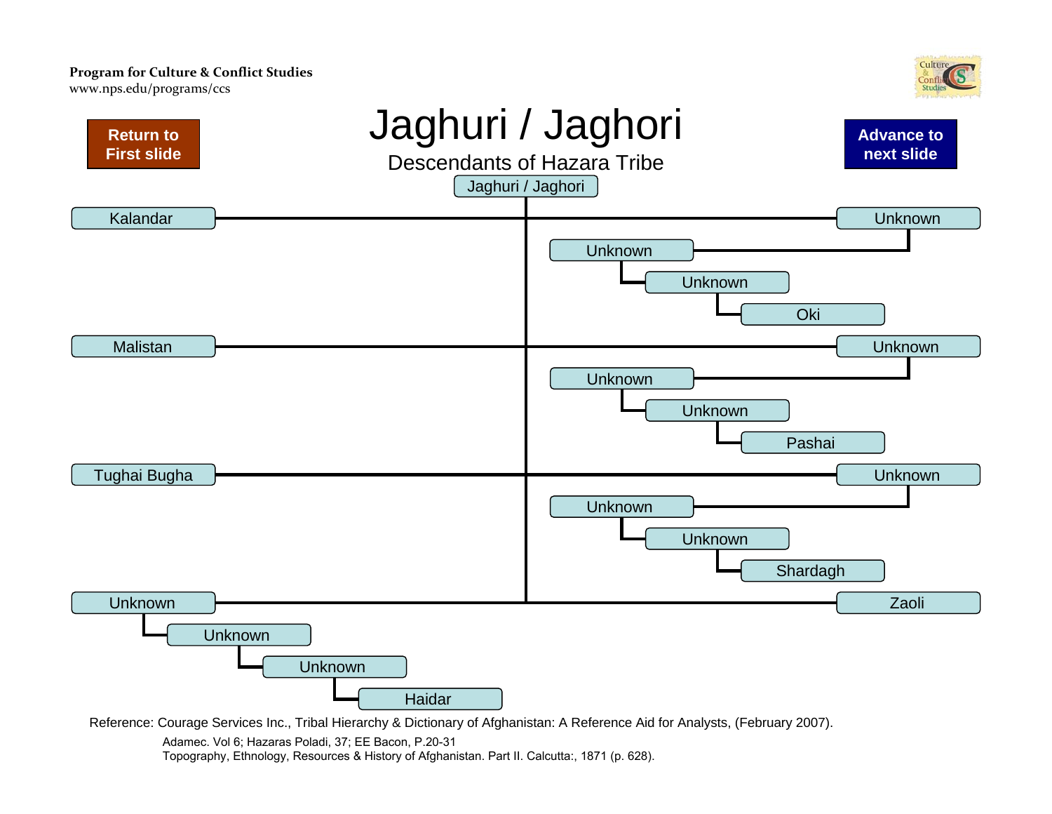Program for Culture & Conflict Studies
www.nps.edu/programs/ccs

Return to First slide

# Jaghuri / Jaghori

## Descendants of Hazara Tribe

Advance to next slide

- Jaghuri / Jaghori
  - Kalandar
    - Unknown
      - Unknown
        - Unknown
          - Oki
  - Malistan
    - Unknown
      - Unknown
        - Unknown
          - Pashai
  - Tughai Bugha
    - Unknown
      - Unknown
        - Unknown
          - Shardagh
  - Zaoli
    - Unknown
      - Unknown
        - Unknown
          - Haidar

Reference: Courage Services Inc., Tribal Hierarchy & Dictionary of Afghanistan: A Reference Aid for Analysts, (February 2007).

Adamec. Vol 6; Hazaras Poladi, 37; EE Bacon, P.20-31

Topography, Ethnology, Resources & History of Afghanistan. Part II. Calcutta:, 1871 (p. 628).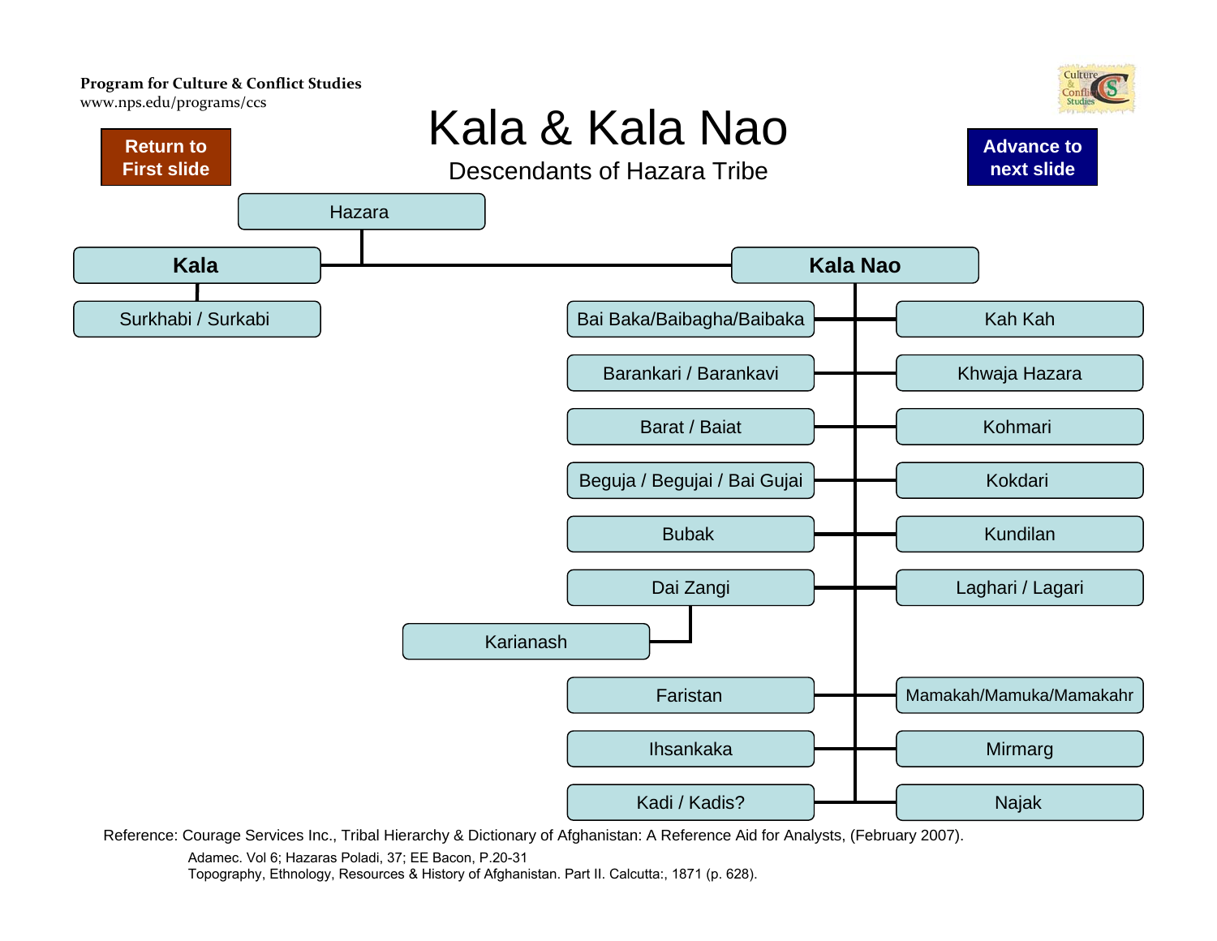Program for Culture & Conflict Studies
www.nps.edu/programs/ccs

Return to First slide

# Kala & Kala Nao

## Descendants of Hazara Tribe

Advance to next slide

- Hazara
  - **Kala**
    - Surkhabi / Surkabi
  - **Kala Nao**
    - Bai Baka/Baibagha/Baibaka
    - Barankari / Barankavi
    - Barat / Baiat
    - Beguja / Begujai / Bai Gujai
    - Bubak
    - Dai Zangi
      - Karianash
    - Faristan
    - Ihsankaka
    - Kadi / Kadis?
    - Kah Kah
    - Khwaja Hazara
    - Kohmari
    - Kokdari
    - Kundilan
    - Laghari / Lagari
    - Mamakah/Mamuka/Mamakahr
    - Mirmarg
    - Najak

Reference: Courage Services Inc., Tribal Hierarchy & Dictionary of Afghanistan: A Reference Aid for Analysts, (February 2007).

Adamec. Vol 6; Hazaras Poladi, 37; EE Bacon, P.20-31

Topography, Ethnology, Resources & History of Afghanistan. Part II. Calcutta:, 1871 (p. 628).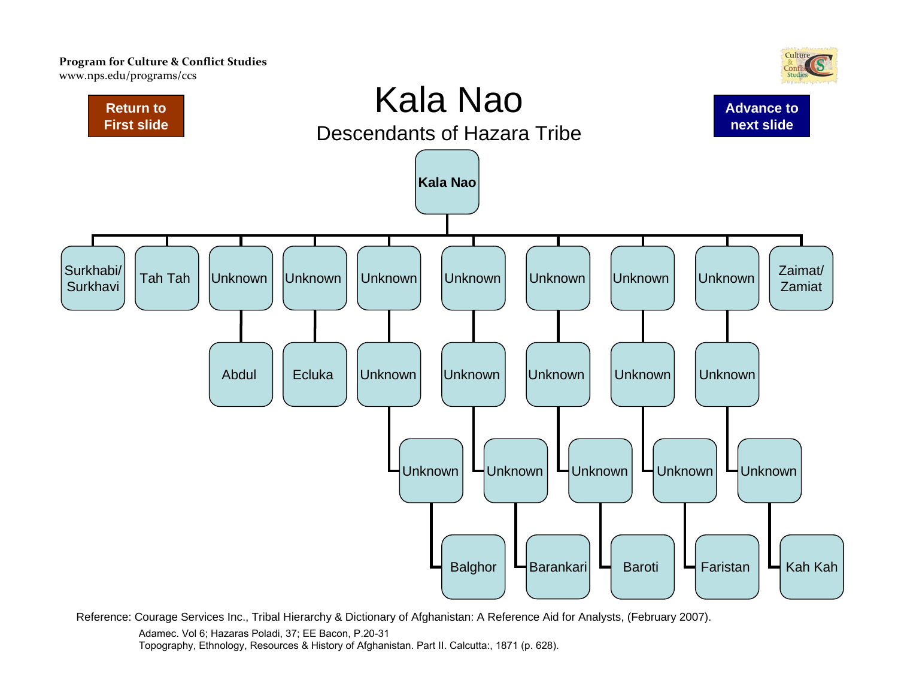Program for Culture & Conflict Studies
www.nps.edu/programs/ccs

Return to First slide

Advance to next slide

# Kala Nao

## Descendants of Hazara Tribe

- **Kala Nao**
  - Surkhabi/ Surkhavi
  - Tah Tah
  - Unknown
    - Abdul
  - Unknown
    - Ecluka
  - Unknown
    - Unknown
      - Unknown
        - Balghor
  - Unknown
    - Unknown
      - Unknown
        - Barankari
  - Unknown
    - Unknown
      - Unknown
        - Baroti
  - Unknown
    - Unknown
      - Unknown
        - Faristan
  - Unknown
    - Unknown
      - Unknown
        - Kah Kah
  - Zaimat/ Zamiat

Reference: Courage Services Inc., Tribal Hierarchy & Dictionary of Afghanistan: A Reference Aid for Analysts, (February 2007).

Adamec. Vol 6; Hazaras Poladi, 37; EE Bacon, P.20-31

Topography, Ethnology, Resources & History of Afghanistan. Part II. Calcutta:, 1871 (p. 628).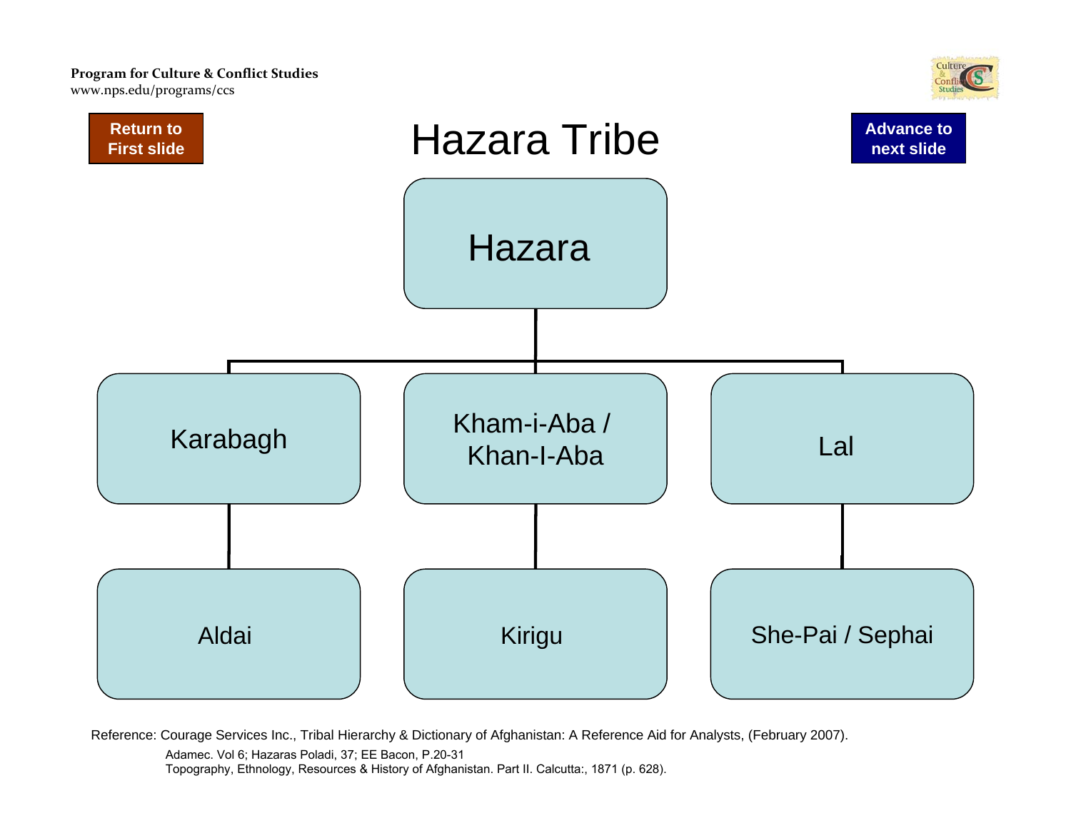# Hazara Tribe

- Hazara
  - Karabagh
    - Aldai
  - Kham-i-Aba / Khan-I-Aba
    - Kirigu
  - Lal
    - She-Pai / Sephai

Reference: Courage Services Inc., Tribal Hierarchy & Dictionary of Afghanistan: A Reference Aid for Analysts, (February 2007).

Adamec. Vol 6; Hazaras Poladi, 37; EE Bacon, P.20-31
Topography, Ethnology, Resources & History of Afghanistan. Part II. Calcutta:, 1871 (p. 628).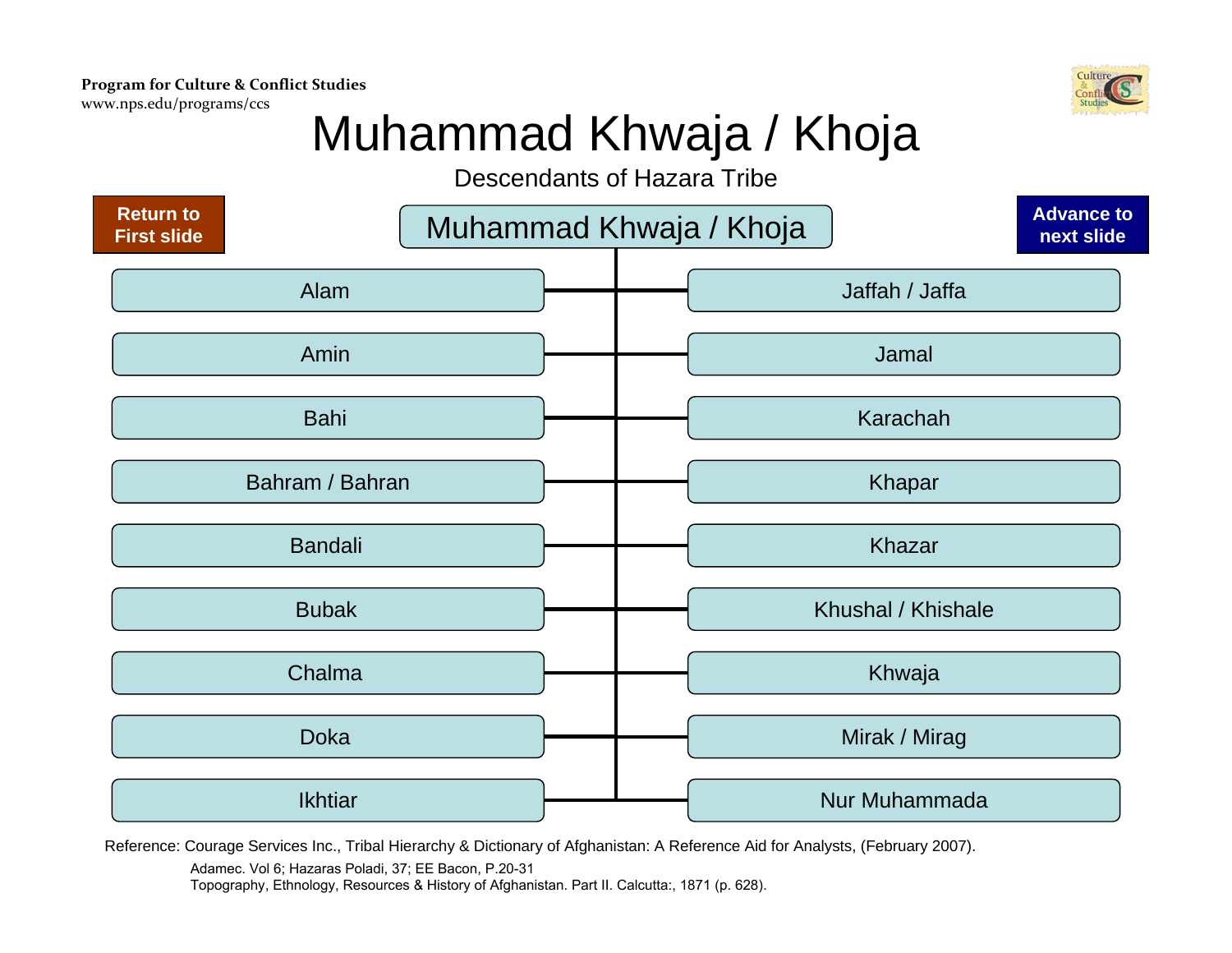Program for Culture & Conflict Studies
www.nps.edu/programs/ccs

# Muhammad Khwaja / Khoja

Descendants of Hazara Tribe

Return to First slide

Advance to next slide

## Muhammad Khwaja / Khoja

- Alam
- Amin
- Bahi
- Bahram / Bahran
- Bandali
- Bubak
- Chalma
- Doka
- Ikhtiar
- Jaffah / Jaffa
- Jamal
- Karachah
- Khapar
- Khazar
- Khushal / Khishale
- Khwaja
- Mirak / Mirag
- Nur Muhammada

Reference: Courage Services Inc., Tribal Hierarchy & Dictionary of Afghanistan: A Reference Aid for Analysts, (February 2007).

Adamec. Vol 6; Hazaras Poladi, 37; EE Bacon, P.20-31

Topography, Ethnology, Resources & History of Afghanistan. Part II. Calcutta:, 1871 (p. 628).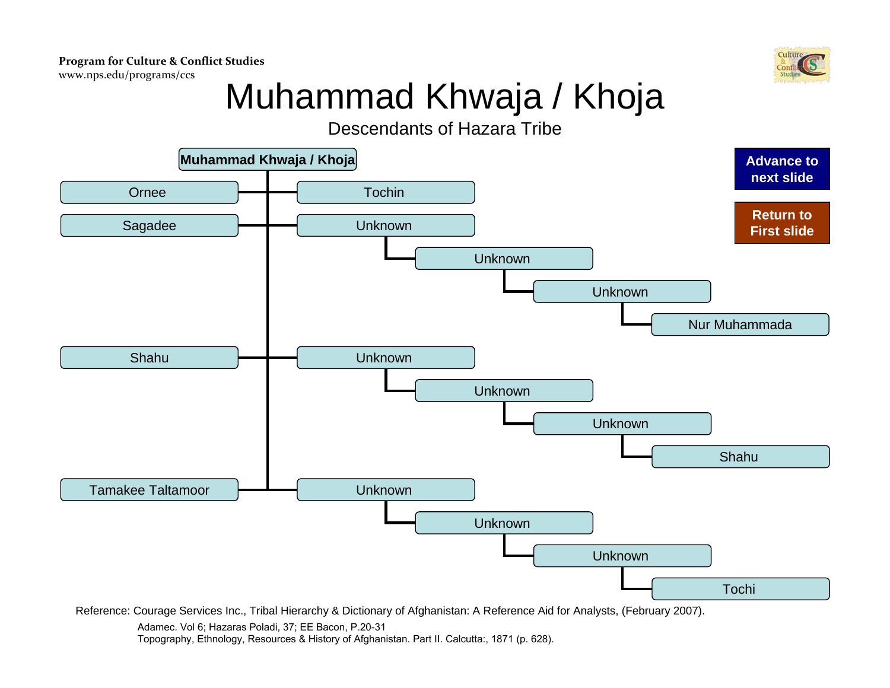**Program for Culture & Conflict Studies**
www.nps.edu/programs/ccs

# Muhammad Khwaja / Khoja

## Descendants of Hazara Tribe

- **Muhammad Khwaja / Khoja**
  - Ornee
  - Tochin
  - Sagadee
  - Unknown
    - Unknown
      - Unknown
        - Nur Muhammada
  - Shahu
  - Unknown
    - Unknown
      - Unknown
        - Shahu
  - Tamakee Taltamoor
  - Unknown
    - Unknown
      - Unknown
        - Tochi

**Advance to next slide**

**Return to First slide**

Reference: Courage Services Inc., Tribal Hierarchy & Dictionary of Afghanistan: A Reference Aid for Analysts, (February 2007).

Adamec. Vol 6; Hazaras Poladi, 37; EE Bacon, P.20-31
Topography, Ethnology, Resources & History of Afghanistan. Part II. Calcutta:, 1871 (p. 628).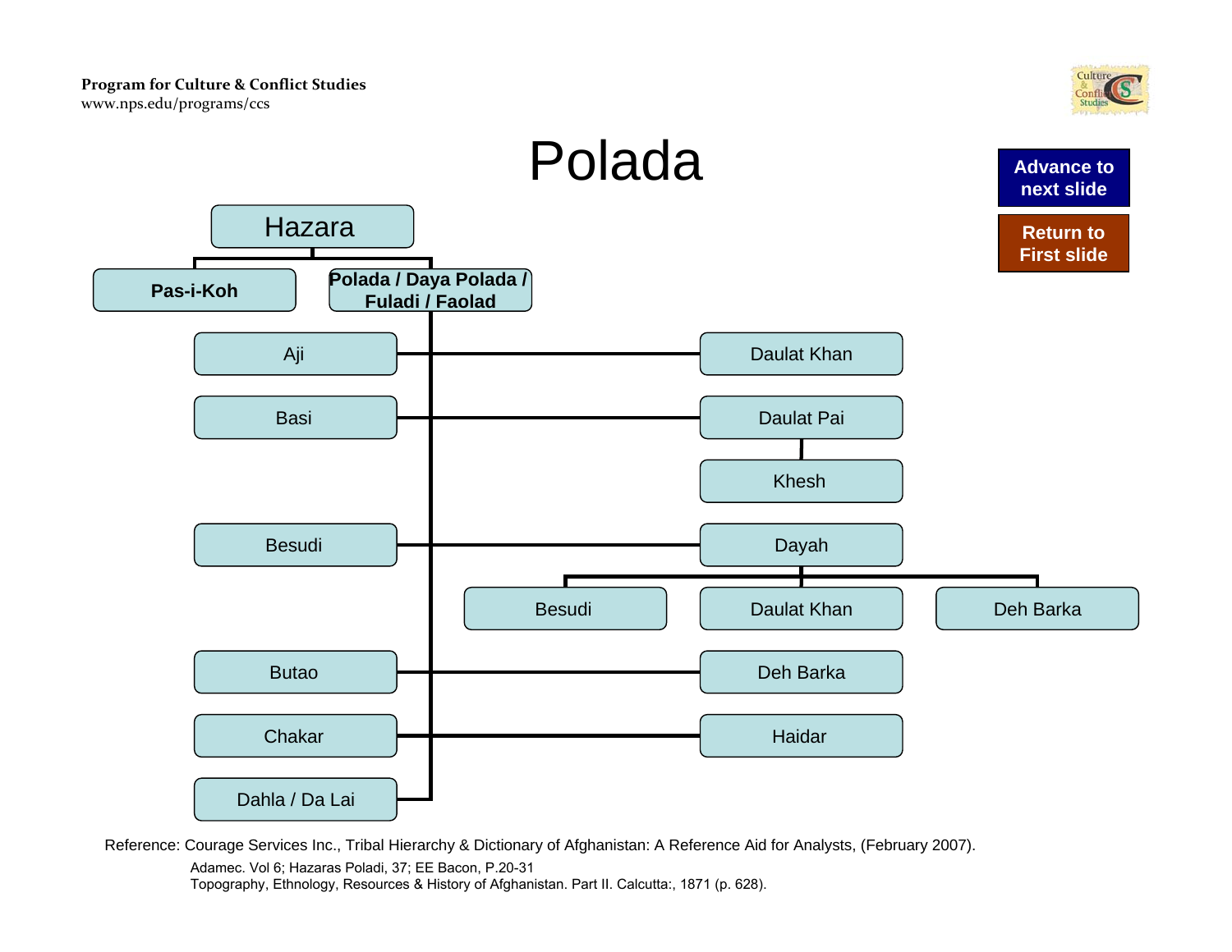Program for Culture & Conflict Studies
www.nps.edu/programs/ccs

# Polada

Advance to next slide

Return to First slide

- **Hazara**
  - **Pas-i-Koh**
  - **Polada / Daya Polada / Fuladi / Faolad**
    - Aji — Daulat Khan
    - Basi — Daulat Pai
      - Khesh
    - Besudi — Dayah
      - Besudi
      - Daulat Khan
      - Deh Barka
    - Butao — Deh Barka
    - Chakar — Haidar
    - Dahla / Da Lai

Reference: Courage Services Inc., Tribal Hierarchy & Dictionary of Afghanistan: A Reference Aid for Analysts, (February 2007).

Adamec. Vol 6; Hazaras Poladi, 37; EE Bacon, P.20-31

Topography, Ethnology, Resources & History of Afghanistan. Part II. Calcutta:, 1871 (p. 628).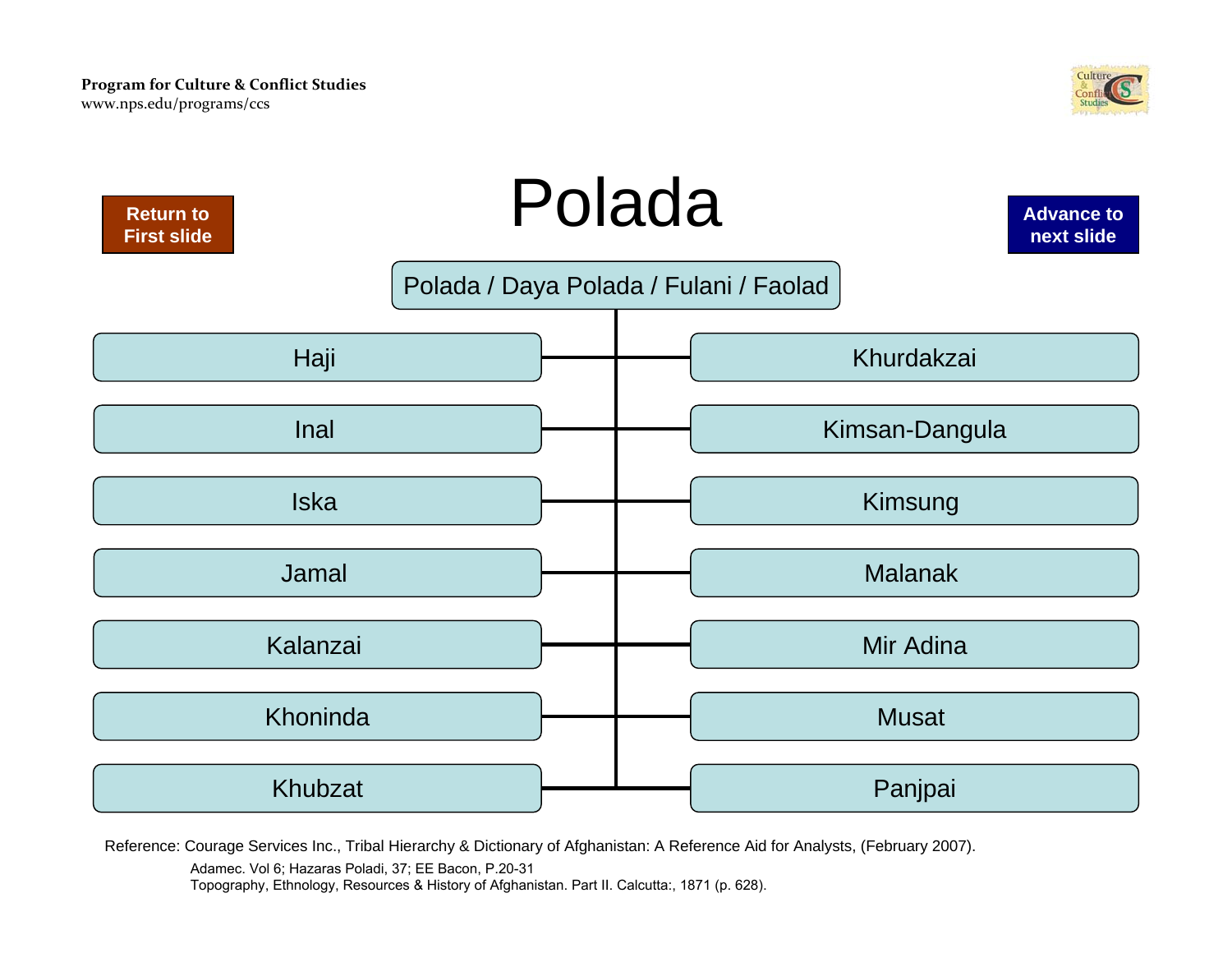# Polada

Return to First slide

Advance to next slide

## Polada / Daya Polada / Fulani / Faolad

- Haji
- Inal
- Iska
- Jamal
- Kalanzai
- Khoninda
- Khubzat
- Khurdakzai
- Kimsan-Dangula
- Kimsung
- Malanak
- Mir Adina
- Musat
- Panjpai

Reference: Courage Services Inc., Tribal Hierarchy & Dictionary of Afghanistan: A Reference Aid for Analysts, (February 2007).

Adamec. Vol 6; Hazaras Poladi, 37; EE Bacon, P.20-31

Topography, Ethnology, Resources & History of Afghanistan. Part II. Calcutta:, 1871 (p. 628).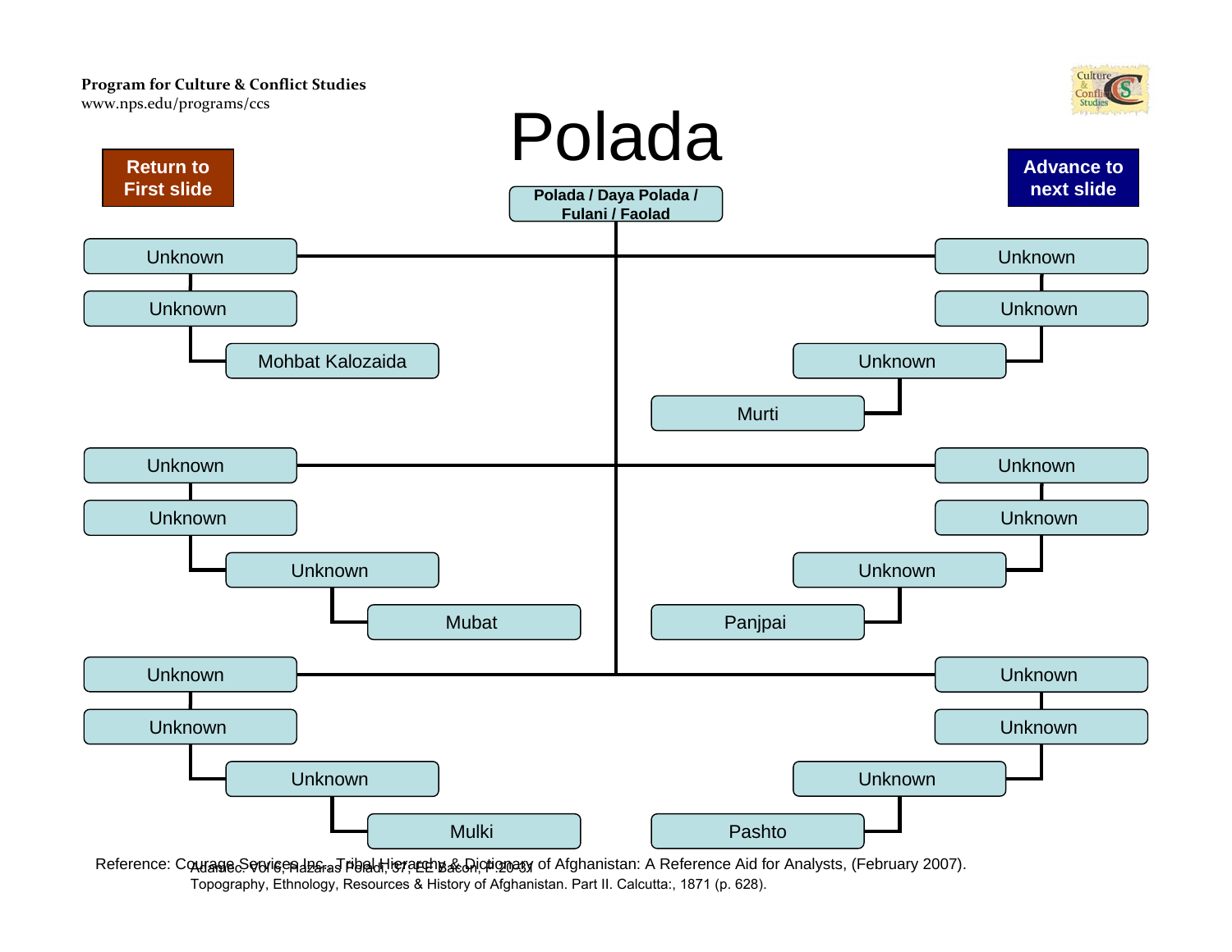**Program for Culture & Conflict Studies**
www.nps.edu/programs/ccs

# Polada

Return to First slide

Advance to next slide

**Polada / Daya Polada / Fulani / Faolad**

- Unknown
  - Unknown
    - Mohbat Kalozaida
- Unknown
  - Unknown
    - Unknown
      - Murti
- Unknown
  - Unknown
    - Unknown
      - Mubat
- Unknown
  - Unknown
    - Unknown
      - Panjpai
- Unknown
  - Unknown
    - Unknown
      - Mulki
- Unknown
  - Unknown
    - Unknown
      - Pashto

Reference: Courage Services Inc., Tribal Hierarchy & Dictionary of Afghanistan: A Reference Aid for Analysts, (February 2007).

Adamec: Vol 6, Hazaras Poladi, 37; EE Bacon, P.20-31

Topography, Ethnology, Resources & History of Afghanistan. Part II. Calcutta:, 1871 (p. 628).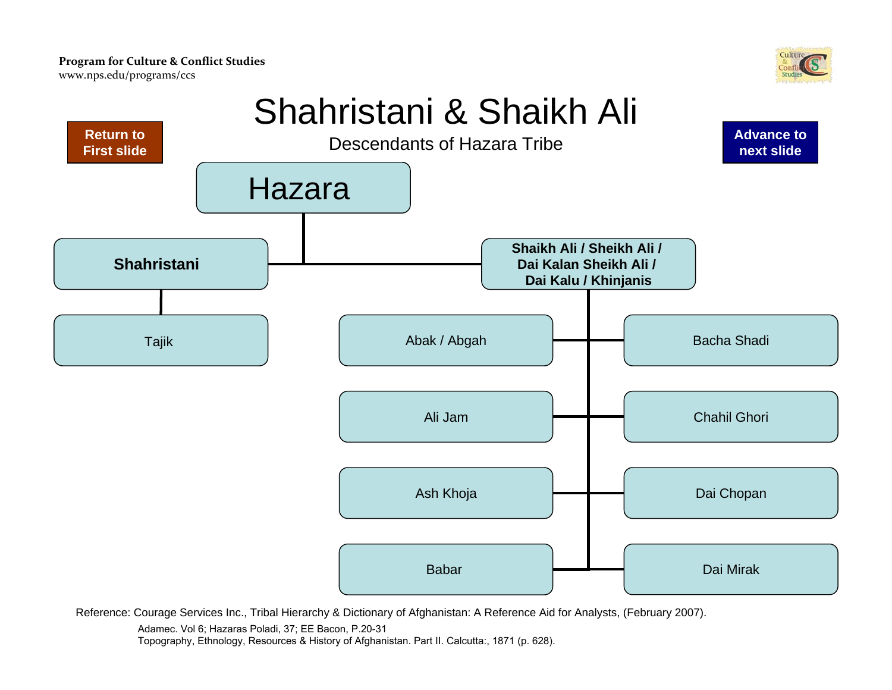**Program for Culture & Conflict Studies**
www.nps.edu/programs/ccs

# Shahristani & Shaikh Ali

## Descendants of Hazara Tribe

Return to First slide

Advance to next slide

- **Hazara**
  - **Shahristani**
    - Tajik
  - **Shaikh Ali / Sheikh Ali / Dai Kalan Sheikh Ali / Dai Kalu / Khinjanis**
    - Abak / Abgah
    - Ali Jam
    - Ash Khoja
    - Babar
    - Bacha Shadi
    - Chahil Ghori
    - Dai Chopan
    - Dai Mirak

Reference: Courage Services Inc., Tribal Hierarchy & Dictionary of Afghanistan: A Reference Aid for Analysts, (February 2007).

Adamec. Vol 6; Hazaras Poladi, 37; EE Bacon, P.20-31

Topography, Ethnology, Resources & History of Afghanistan. Part II. Calcutta:, 1871 (p. 628).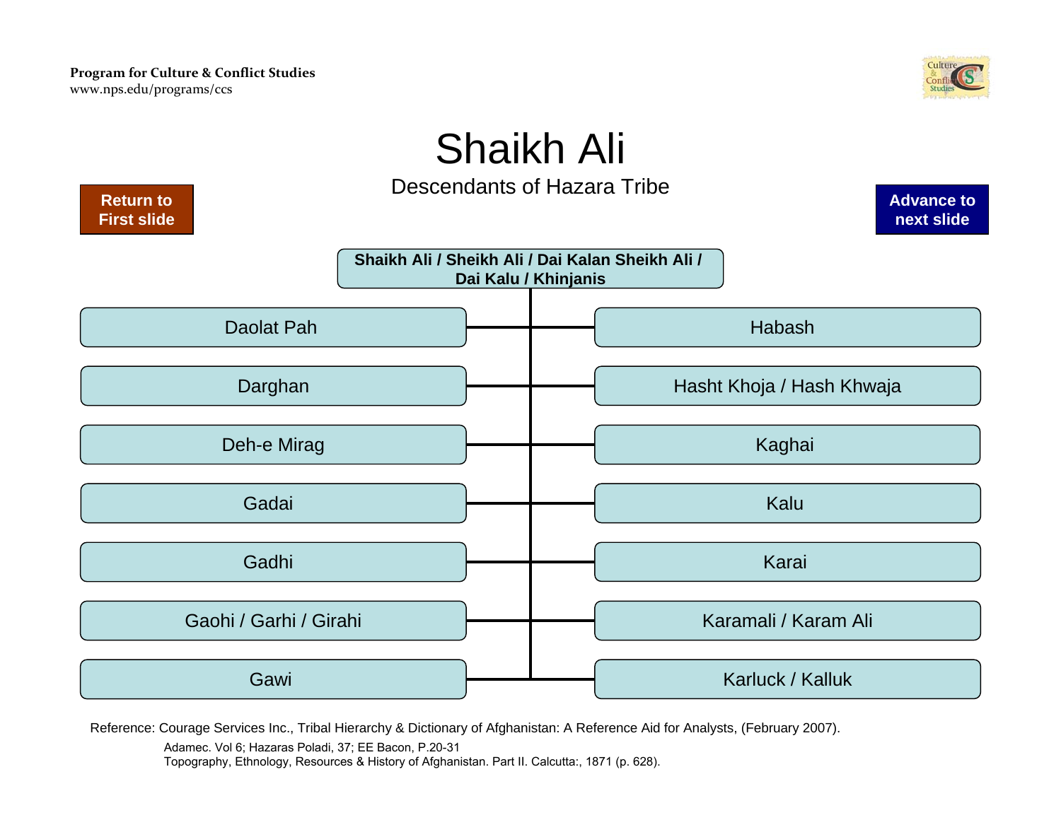**Program for Culture & Conflict Studies**
www.nps.edu/programs/ccs

# Shaikh Ali

Descendants of Hazara Tribe

Return to First slide

Advance to next slide

**Shaikh Ali / Sheikh Ali / Dai Kalan Sheikh Ali / Dai Kalu / Khinjanis**

- Daolat Pah
- Darghan
- Deh-e Mirag
- Gadai
- Gadhi
- Gaohi / Garhi / Girahi
- Gawi
- Habash
- Hasht Khoja / Hash Khwaja
- Kaghai
- Kalu
- Karai
- Karamali / Karam Ali
- Karluck / Kalluk

Reference: Courage Services Inc., Tribal Hierarchy & Dictionary of Afghanistan: A Reference Aid for Analysts, (February 2007).

Adamec. Vol 6; Hazaras Poladi, 37; EE Bacon, P.20-31
Topography, Ethnology, Resources & History of Afghanistan. Part II. Calcutta:, 1871 (p. 628).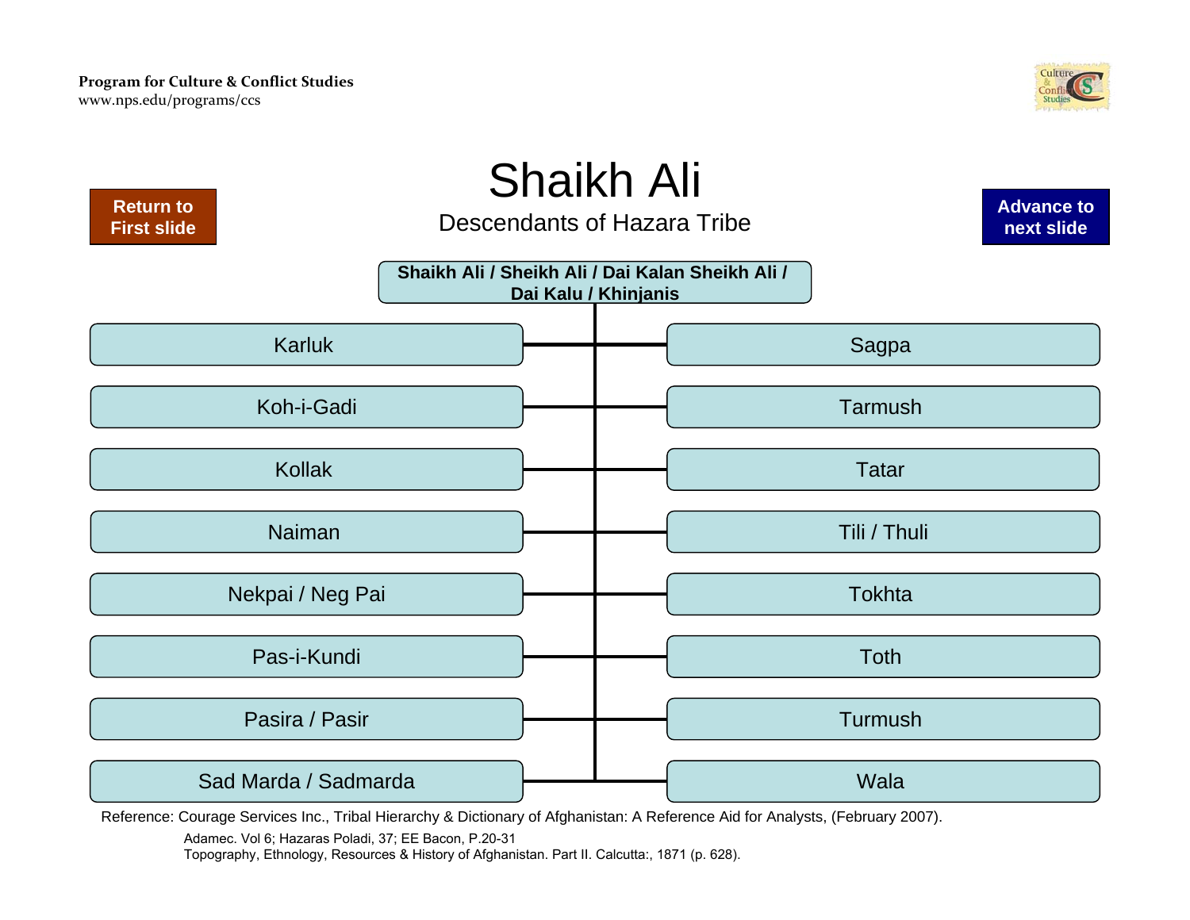Program for Culture & Conflict Studies
www.nps.edu/programs/ccs

Return to First slide

# Shaikh Ali

Descendants of Hazara Tribe

Advance to next slide

**Shaikh Ali / Sheikh Ali / Dai Kalan Sheikh Ali / Dai Kalu / Khinjanis**

- Karluk
- Koh-i-Gadi
- Kollak
- Naiman
- Nekpai / Neg Pai
- Pas-i-Kundi
- Pasira / Pasir
- Sad Marda / Sadmarda
- Sagpa
- Tarmush
- Tatar
- Tili / Thuli
- Tokhta
- Toth
- Turmush
- Wala

Reference: Courage Services Inc., Tribal Hierarchy & Dictionary of Afghanistan: A Reference Aid for Analysts, (February 2007).

Adamec. Vol 6; Hazaras Poladi, 37; EE Bacon, P.20-31
Topography, Ethnology, Resources & History of Afghanistan. Part II. Calcutta:, 1871 (p. 628).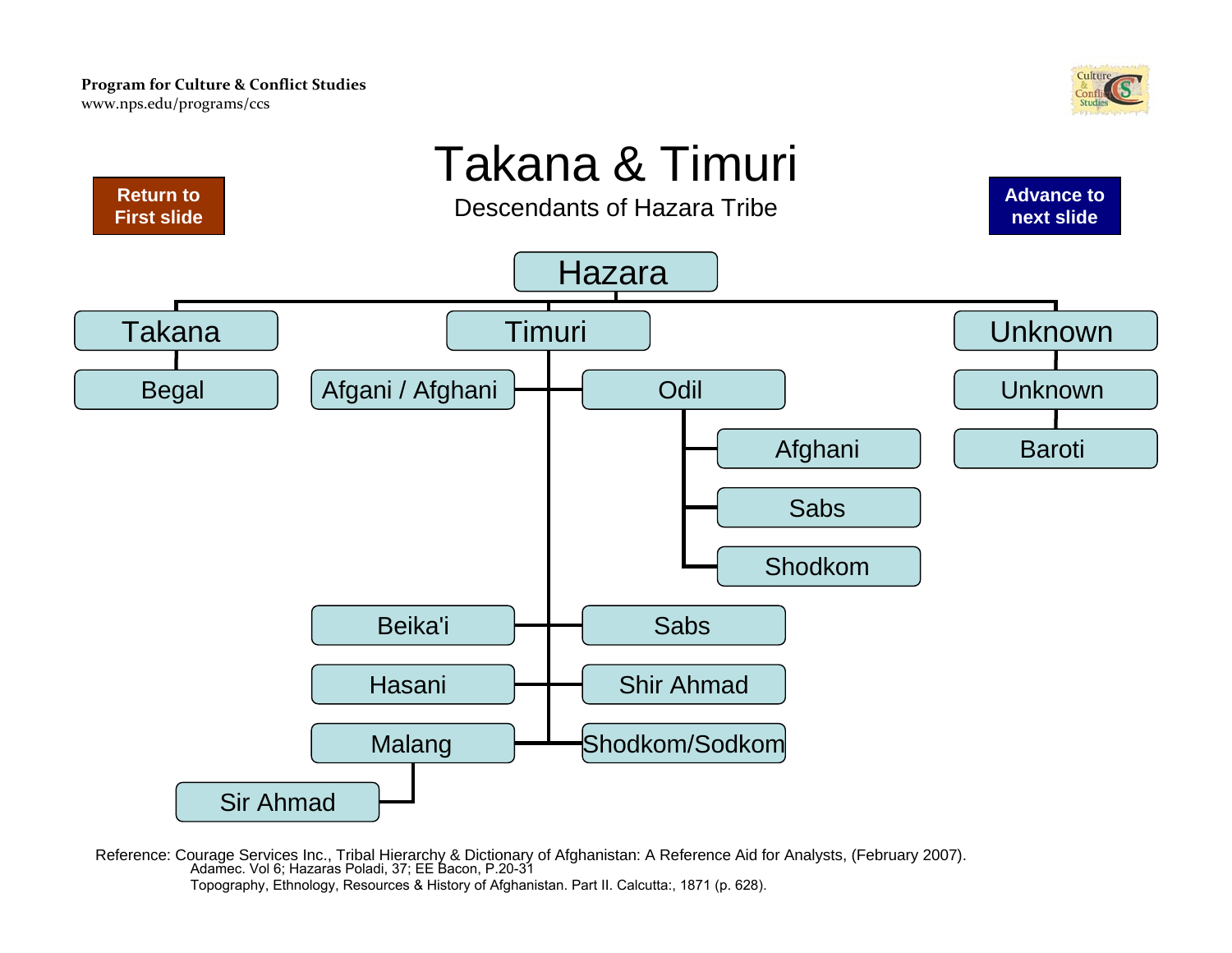**Program for Culture & Conflict Studies**
www.nps.edu/programs/ccs

Return to First slide

Advance to next slide

# Takana & Timuri

Descendants of Hazara Tribe

- Hazara
  - Takana
    - Begal
  - Timuri
    - Afgani / Afghani
    - Odil
      - Afghani
      - Sabs
      - Shodkom
    - Beika'i
    - Sabs
    - Hasani
    - Shir Ahmad
    - Malang
      - Sir Ahmad
    - Shodkom/Sodkom
  - Unknown
    - Unknown
      - Baroti

Reference: Courage Services Inc., Tribal Hierarchy & Dictionary of Afghanistan: A Reference Aid for Analysts, (February 2007).
Adamec. Vol 6; Hazaras Poladi, 37; EE Bacon, P.20-31
Topography, Ethnology, Resources & History of Afghanistan. Part II. Calcutta:, 1871 (p. 628).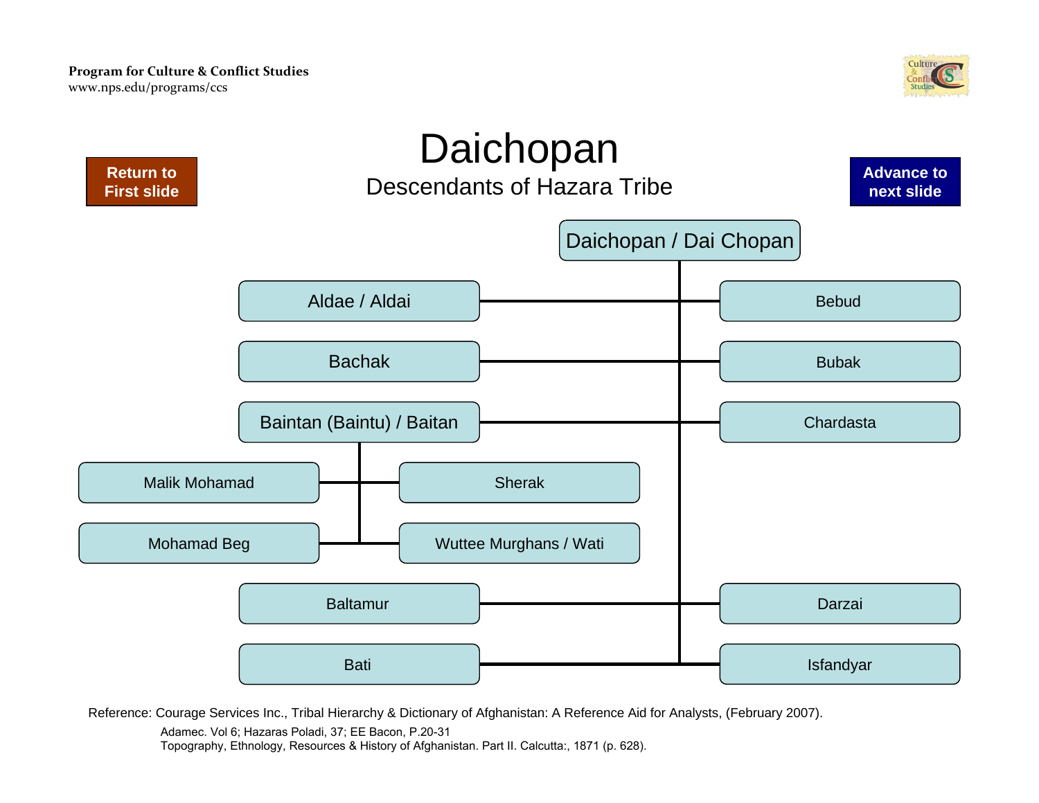# Daichopan

## Descendants of Hazara Tribe

Return to First slide

Advance to next slide

- Daichopan / Dai Chopan
  - Aldae / Aldai
  - Bebud
  - Bachak
  - Bubak
  - Baintan (Baintu) / Baitan
    - Malik Mohamad
    - Sherak
    - Mohamad Beg
    - Wuttee Murghans / Wati
  - Chardasta
  - Baltamur
  - Darzai
  - Bati
  - Isfandyar

Reference: Courage Services Inc., Tribal Hierarchy & Dictionary of Afghanistan: A Reference Aid for Analysts, (February 2007).

Adamec. Vol 6; Hazaras Poladi, 37; EE Bacon, P.20-31

Topography, Ethnology, Resources & History of Afghanistan. Part II. Calcutta:, 1871 (p. 628).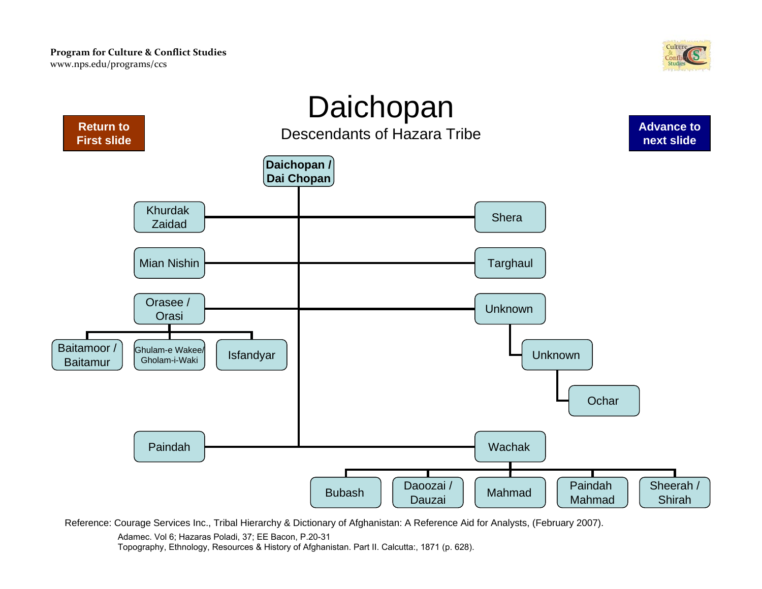# Daichopan

## Descendants of Hazara Tribe

Return to First slide

Advance to next slide

- **Daichopan / Dai Chopan**
  - Khurdak Zaidad
  - Shera
  - Mian Nishin
  - Targhaul
  - Orasee / Orasi
    - Baitamoor / Baitamur
    - Ghulam-e Wakee/ Gholam-i-Waki
    - Isfandyar
  - Unknown
    - Unknown
      - Ochar
  - Paindah
  - Wachak
    - Bubash
    - Daoozai / Dauzai
    - Mahmad
    - Paindah Mahmad
    - Sheerah / Shirah

Reference: Courage Services Inc., Tribal Hierarchy & Dictionary of Afghanistan: A Reference Aid for Analysts, (February 2007).

Adamec. Vol 6; Hazaras Poladi, 37; EE Bacon, P.20-31

Topography, Ethnology, Resources & History of Afghanistan. Part II. Calcutta:, 1871 (p. 628).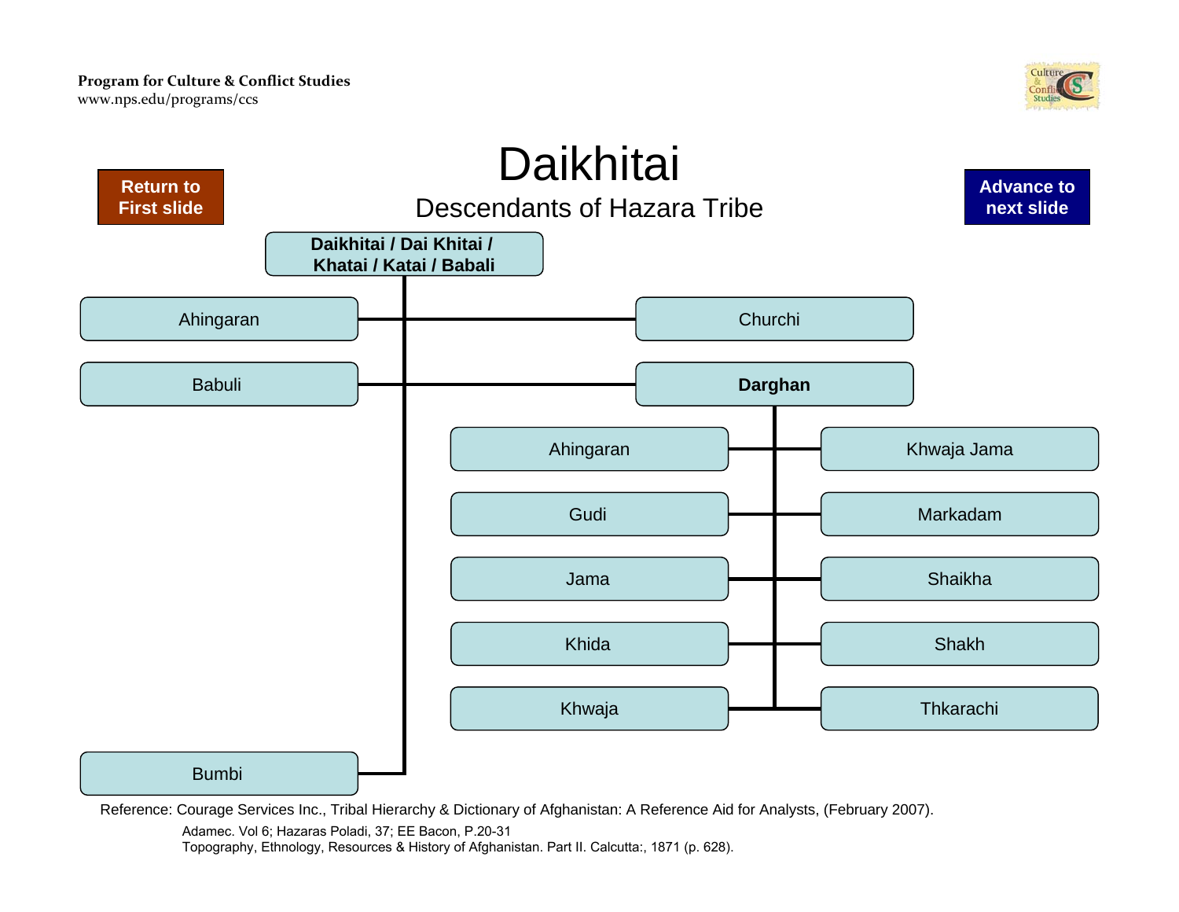# Daikhitai

## Descendants of Hazara Tribe

Return to First slide

Advance to next slide

**Daikhitai / Dai Khitai / Khatai / Katai / Babali**

- Ahingaran
- Churchi
- Babuli
- **Darghan**
  - Ahingaran
  - Khwaja Jama
  - Gudi
  - Markadam
  - Jama
  - Shaikha
  - Khida
  - Shakh
  - Khwaja
  - Thkarachi
- Bumbi

Reference: Courage Services Inc., Tribal Hierarchy & Dictionary of Afghanistan: A Reference Aid for Analysts, (February 2007).

Adamec. Vol 6; Hazaras Poladi, 37; EE Bacon, P.20-31

Topography, Ethnology, Resources & History of Afghanistan. Part II. Calcutta:, 1871 (p. 628).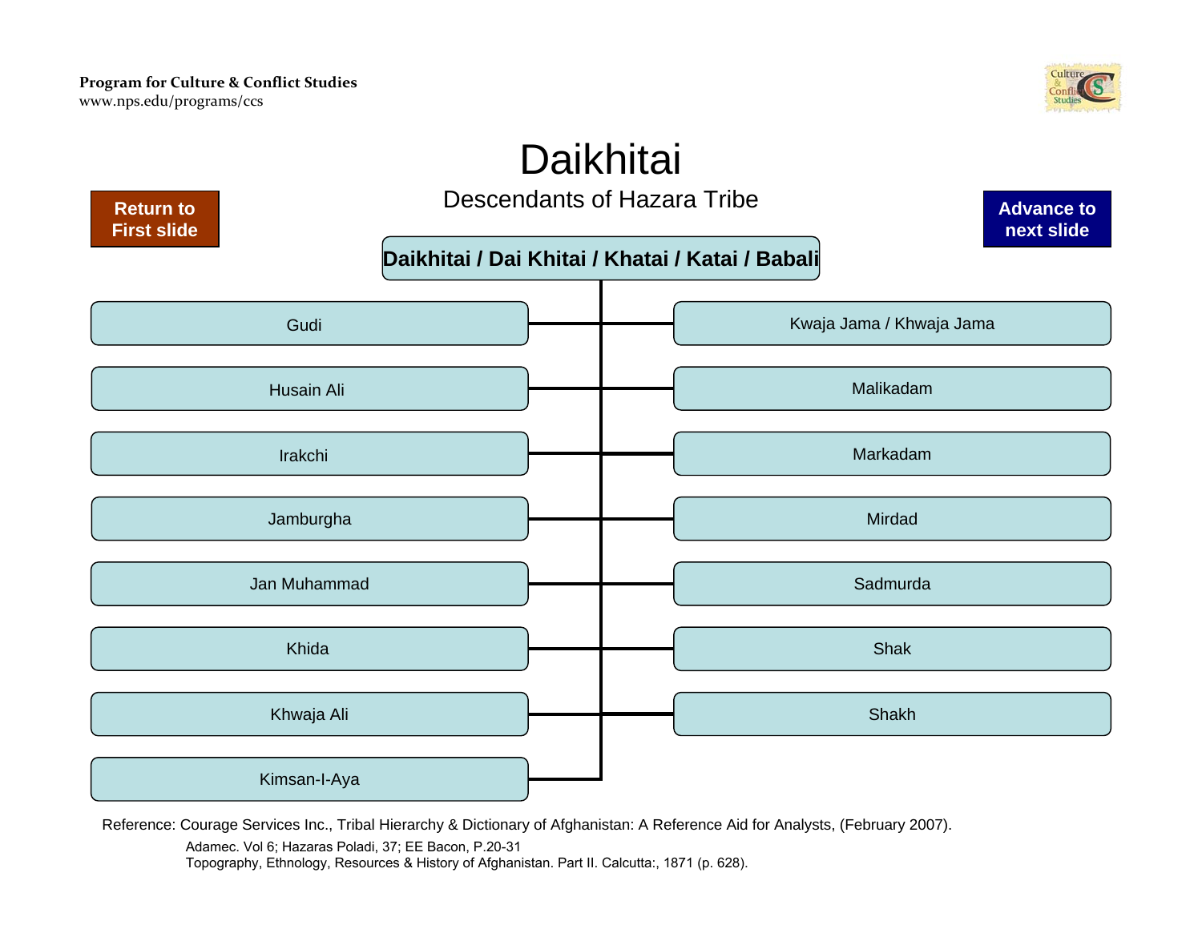Program for Culture & Conflict Studies
www.nps.edu/programs/ccs

# Daikhitai

## Descendants of Hazara Tribe

Return to First slide

Advance to next slide

**Daikhitai / Dai Khitai / Khatai / Katai / Babali**

- Gudi
- Husain Ali
- Irakchi
- Jamburgha
- Jan Muhammad
- Khida
- Khwaja Ali
- Kimsan-I-Aya
- Kwaja Jama / Khwaja Jama
- Malikadam
- Markadam
- Mirdad
- Sadmurda
- Shak
- Shakh

Reference: Courage Services Inc., Tribal Hierarchy & Dictionary of Afghanistan: A Reference Aid for Analysts, (February 2007).

Adamec. Vol 6; Hazaras Poladi, 37; EE Bacon, P.20-31
Topography, Ethnology, Resources & History of Afghanistan. Part II. Calcutta:, 1871 (p. 628).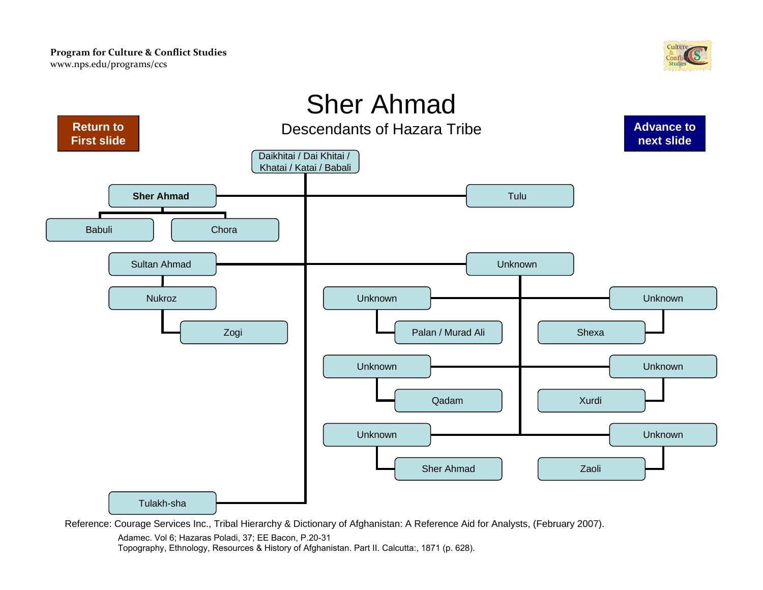Program for Culture & Conflict Studies
www.nps.edu/programs/ccs

# Sher Ahmad

## Descendants of Hazara Tribe

Return to First slide

Advance to next slide

- Daikhitai / Dai Khitai / Khatai / Katai / Babali
  - **Sher Ahmad**
    - Babuli
    - Chora
  - Tulu
  - Sultan Ahmad
    - Nukroz
      - Zogi
  - Unknown
    - Unknown
      - Palan / Murad Ali
    - Unknown
      - Shexa
    - Unknown
      - Qadam
    - Unknown
      - Xurdi
    - Unknown
      - Sher Ahmad
    - Unknown
      - Zaoli
  - Tulakh-sha

Reference: Courage Services Inc., Tribal Hierarchy & Dictionary of Afghanistan: A Reference Aid for Analysts, (February 2007).

Adamec. Vol 6; Hazaras Poladi, 37; EE Bacon, P.20-31

Topography, Ethnology, Resources & History of Afghanistan. Part II. Calcutta:, 1871 (p. 628).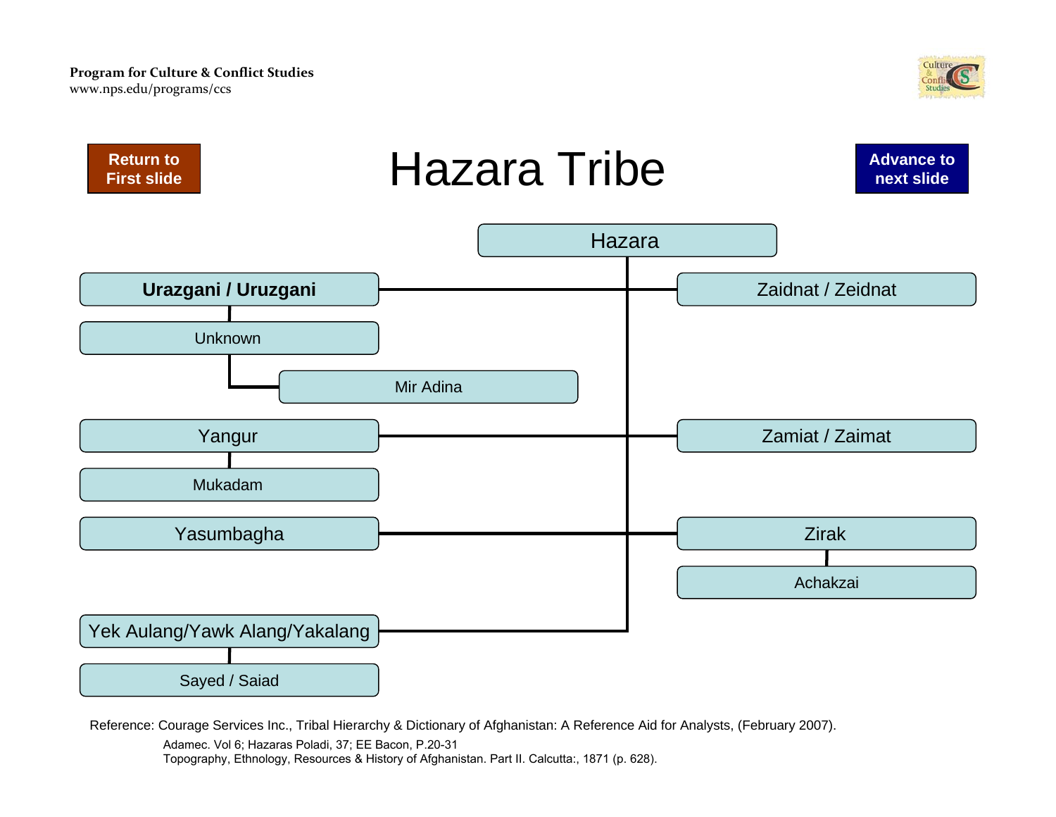Program for Culture & Conflict Studies
www.nps.edu/programs/ccs

Return to First slide

# Hazara Tribe

Advance to next slide

- Hazara
  - **Urazgani / Uruzgani**
    - Unknown
      - Mir Adina
  - Zaidnat / Zeidnat
  - Yangur
    - Mukadam
  - Zamiat / Zaimat
  - Yasumbagha
  - Zirak
    - Achakzai
  - Yek Aulang/Yawk Alang/Yakalang
    - Sayed / Saiad

Reference: Courage Services Inc., Tribal Hierarchy & Dictionary of Afghanistan: A Reference Aid for Analysts, (February 2007).

Adamec. Vol 6; Hazaras Poladi, 37; EE Bacon, P.20-31

Topography, Ethnology, Resources & History of Afghanistan. Part II. Calcutta:, 1871 (p. 628).